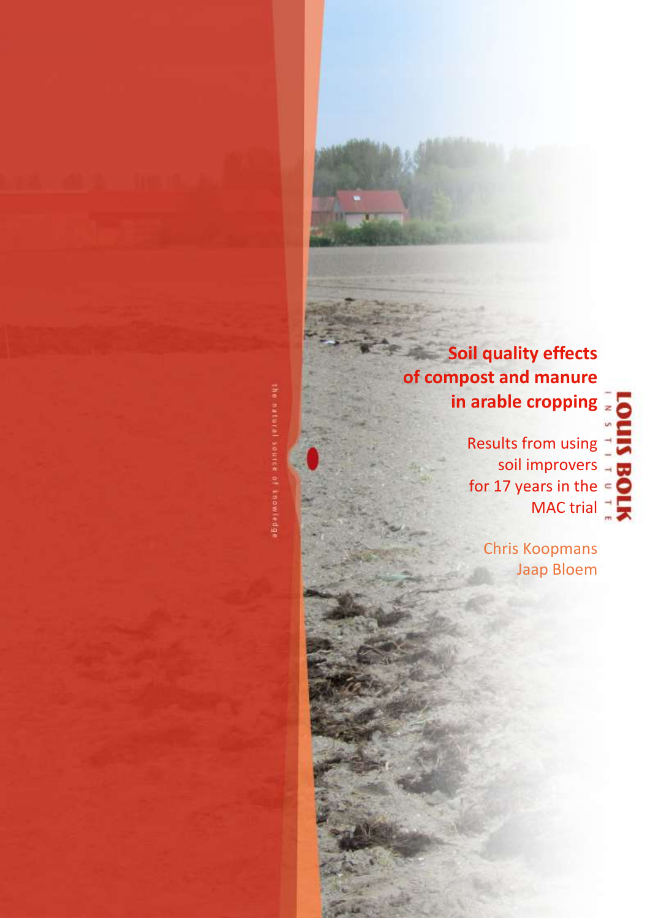# Soil quality effects of compost and manure in arable cropping

Results from using soil improvers for 17 years in the MAC trial

Chris Koopmans
Jaap Bloem

LOUIS BOLK INSTITUTE

the natural source of knowledge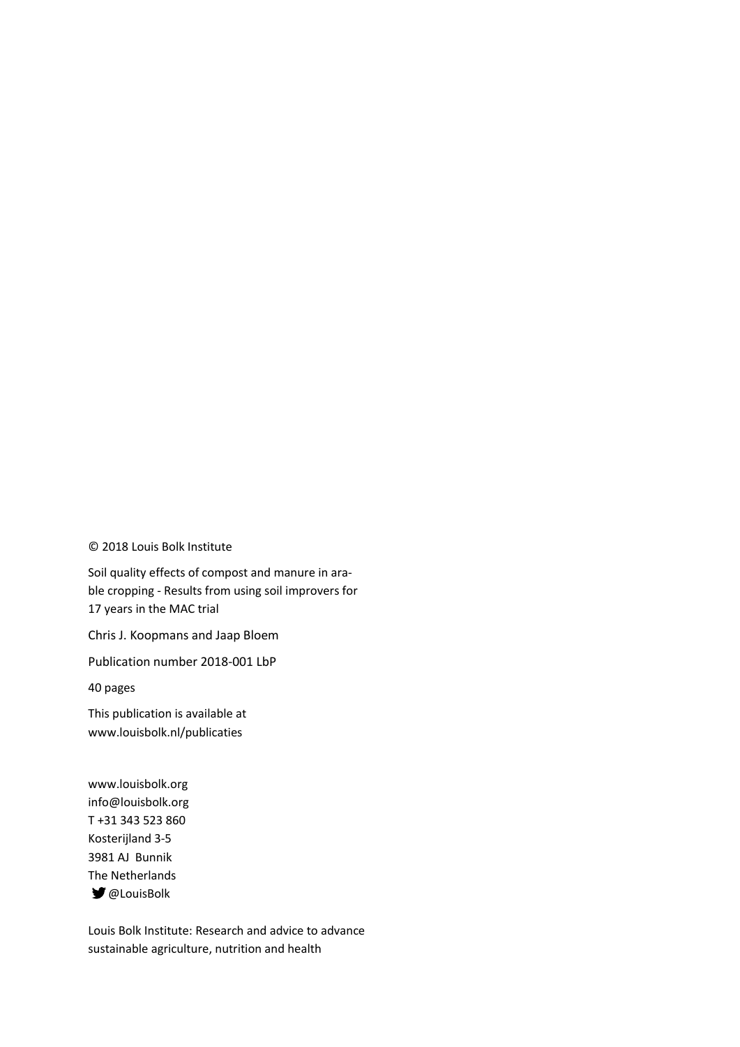© 2018 Louis Bolk Institute

Soil quality effects of compost and manure in arable cropping - Results from using soil improvers for 17 years in the MAC trial

Chris J. Koopmans and Jaap Bloem

Publication number 2018-001 LbP

40 pages

This publication is available at
www.louisbolk.nl/publicaties

www.louisbolk.org
info@louisbolk.org
T +31 343 523 860
Kosterijland 3-5
3981 AJ Bunnik
The Netherlands
@LouisBolk

Louis Bolk Institute: Research and advice to advance sustainable agriculture, nutrition and health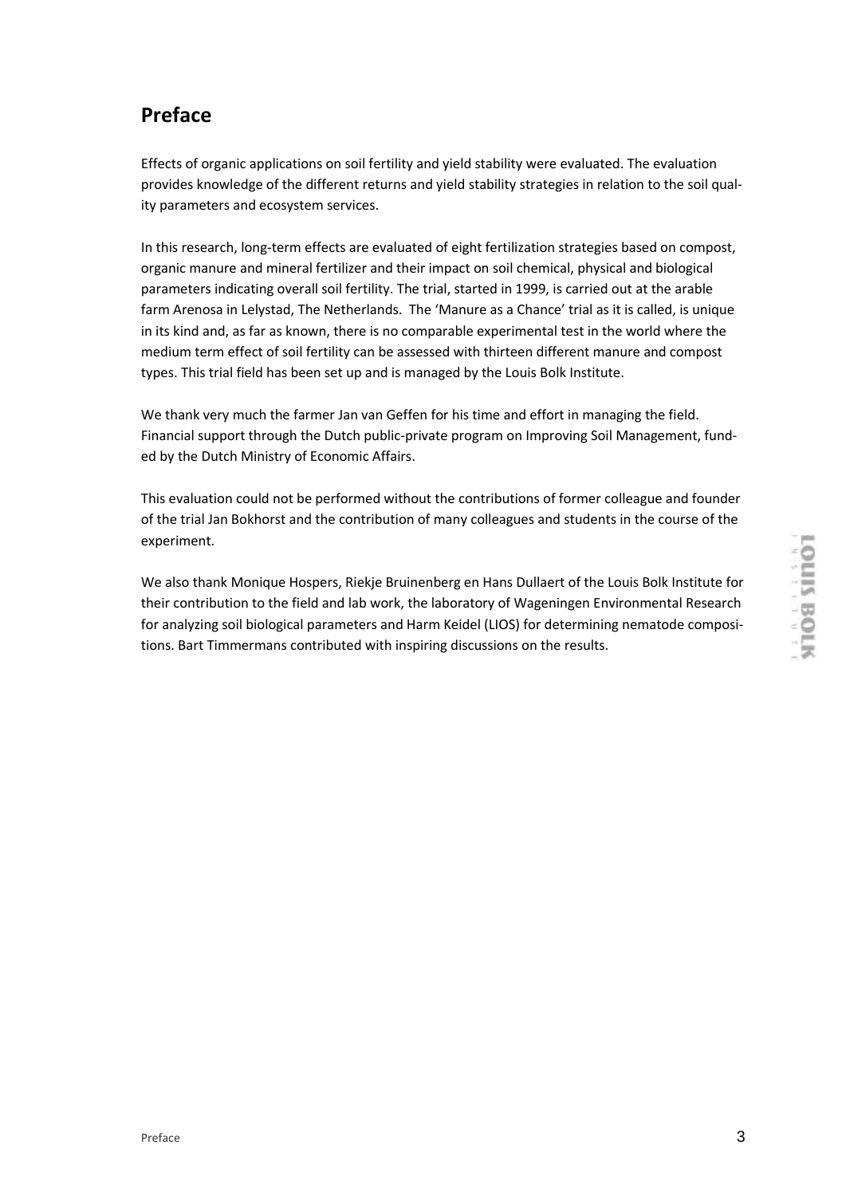## Preface

Effects of organic applications on soil fertility and yield stability were evaluated. The evaluation provides knowledge of the different returns and yield stability strategies in relation to the soil quality parameters and ecosystem services.

In this research, long-term effects are evaluated of eight fertilization strategies based on compost, organic manure and mineral fertilizer and their impact on soil chemical, physical and biological parameters indicating overall soil fertility. The trial, started in 1999, is carried out at the arable farm Arenosa in Lelystad, The Netherlands. The 'Manure as a Chance' trial as it is called, is unique in its kind and, as far as known, there is no comparable experimental test in the world where the medium term effect of soil fertility can be assessed with thirteen different manure and compost types. This trial field has been set up and is managed by the Louis Bolk Institute.

We thank very much the farmer Jan van Geffen for his time and effort in managing the field. Financial support through the Dutch public-private program on Improving Soil Management, funded by the Dutch Ministry of Economic Affairs.

This evaluation could not be performed without the contributions of former colleague and founder of the trial Jan Bokhorst and the contribution of many colleagues and students in the course of the experiment.

We also thank Monique Hospers, Riekje Bruinenberg en Hans Dullaert of the Louis Bolk Institute for their contribution to the field and lab work, the laboratory of Wageningen Environmental Research for analyzing soil biological parameters and Harm Keidel (LIOS) for determining nematode compositions. Bart Timmermans contributed with inspiring discussions on the results.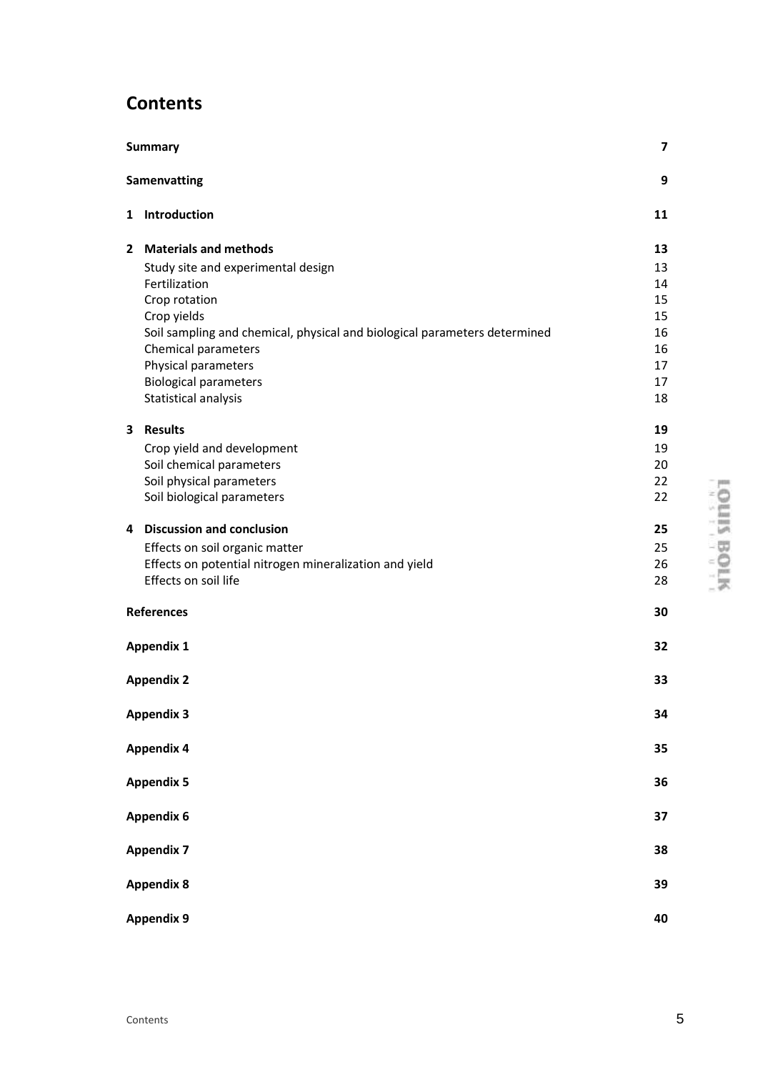# Contents

| | |
|---|---|
| **Summary** | **7** |
| **Samenvatting** | **9** |
| **1 Introduction** | **11** |
| **2 Materials and methods** | **13** |
| Study site and experimental design | 13 |
| Fertilization | 14 |
| Crop rotation | 15 |
| Crop yields | 15 |
| Soil sampling and chemical, physical and biological parameters determined | 16 |
| Chemical parameters | 16 |
| Physical parameters | 17 |
| Biological parameters | 17 |
| Statistical analysis | 18 |
| **3 Results** | **19** |
| Crop yield and development | 19 |
| Soil chemical parameters | 20 |
| Soil physical parameters | 22 |
| Soil biological parameters | 22 |
| **4 Discussion and conclusion** | **25** |
| Effects on soil organic matter | 25 |
| Effects on potential nitrogen mineralization and yield | 26 |
| Effects on soil life | 28 |
| **References** | **30** |
| **Appendix 1** | **32** |
| **Appendix 2** | **33** |
| **Appendix 3** | **34** |
| **Appendix 4** | **35** |
| **Appendix 5** | **36** |
| **Appendix 6** | **37** |
| **Appendix 7** | **38** |
| **Appendix 8** | **39** |
| **Appendix 9** | **40** |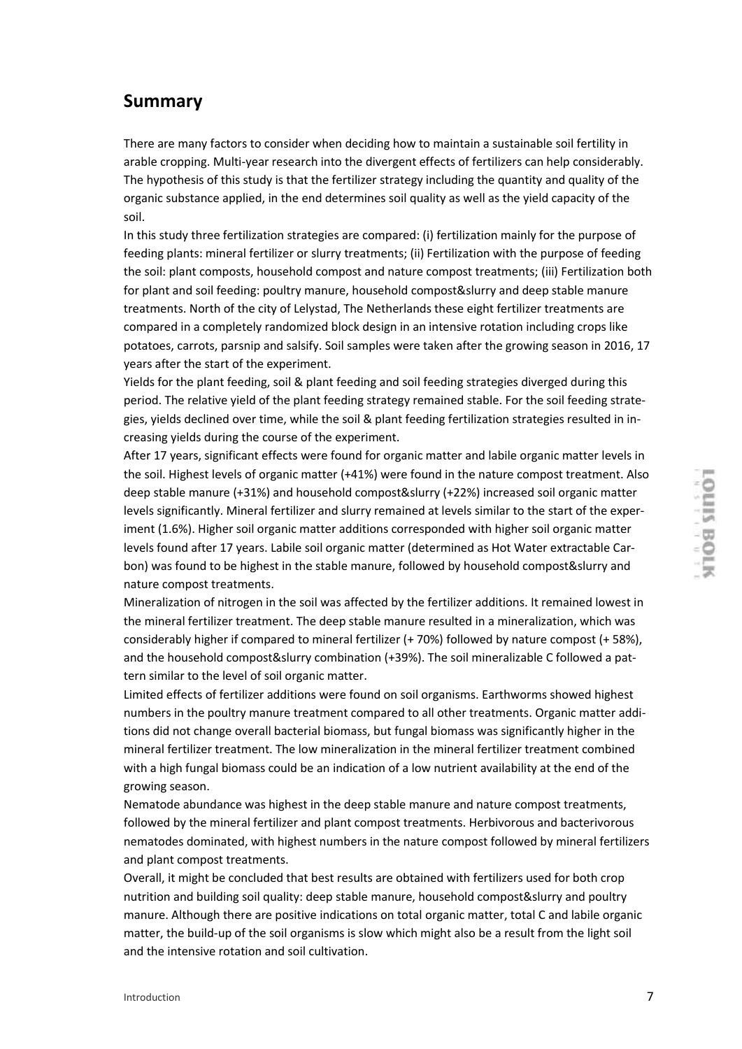## Summary

There are many factors to consider when deciding how to maintain a sustainable soil fertility in arable cropping. Multi-year research into the divergent effects of fertilizers can help considerably. The hypothesis of this study is that the fertilizer strategy including the quantity and quality of the organic substance applied, in the end determines soil quality as well as the yield capacity of the soil.

In this study three fertilization strategies are compared: (i) fertilization mainly for the purpose of feeding plants: mineral fertilizer or slurry treatments; (ii) Fertilization with the purpose of feeding the soil: plant composts, household compost and nature compost treatments; (iii) Fertilization both for plant and soil feeding: poultry manure, household compost&slurry and deep stable manure treatments. North of the city of Lelystad, The Netherlands these eight fertilizer treatments are compared in a completely randomized block design in an intensive rotation including crops like potatoes, carrots, parsnip and salsify. Soil samples were taken after the growing season in 2016, 17 years after the start of the experiment.

Yields for the plant feeding, soil & plant feeding and soil feeding strategies diverged during this period. The relative yield of the plant feeding strategy remained stable. For the soil feeding strategies, yields declined over time, while the soil & plant feeding fertilization strategies resulted in increasing yields during the course of the experiment.

After 17 years, significant effects were found for organic matter and labile organic matter levels in the soil. Highest levels of organic matter (+41%) were found in the nature compost treatment. Also deep stable manure (+31%) and household compost&slurry (+22%) increased soil organic matter levels significantly. Mineral fertilizer and slurry remained at levels similar to the start of the experiment (1.6%). Higher soil organic matter additions corresponded with higher soil organic matter levels found after 17 years. Labile soil organic matter (determined as Hot Water extractable Carbon) was found to be highest in the stable manure, followed by household compost&slurry and nature compost treatments.

Mineralization of nitrogen in the soil was affected by the fertilizer additions. It remained lowest in the mineral fertilizer treatment. The deep stable manure resulted in a mineralization, which was considerably higher if compared to mineral fertilizer (+ 70%) followed by nature compost (+ 58%), and the household compost&slurry combination (+39%). The soil mineralizable C followed a pattern similar to the level of soil organic matter.

Limited effects of fertilizer additions were found on soil organisms. Earthworms showed highest numbers in the poultry manure treatment compared to all other treatments. Organic matter additions did not change overall bacterial biomass, but fungal biomass was significantly higher in the mineral fertilizer treatment. The low mineralization in the mineral fertilizer treatment combined with a high fungal biomass could be an indication of a low nutrient availability at the end of the growing season.

Nematode abundance was highest in the deep stable manure and nature compost treatments, followed by the mineral fertilizer and plant compost treatments. Herbivorous and bacterivorous nematodes dominated, with highest numbers in the nature compost followed by mineral fertilizers and plant compost treatments.

Overall, it might be concluded that best results are obtained with fertilizers used for both crop nutrition and building soil quality: deep stable manure, household compost&slurry and poultry manure. Although there are positive indications on total organic matter, total C and labile organic matter, the build-up of the soil organisms is slow which might also be a result from the light soil and the intensive rotation and soil cultivation.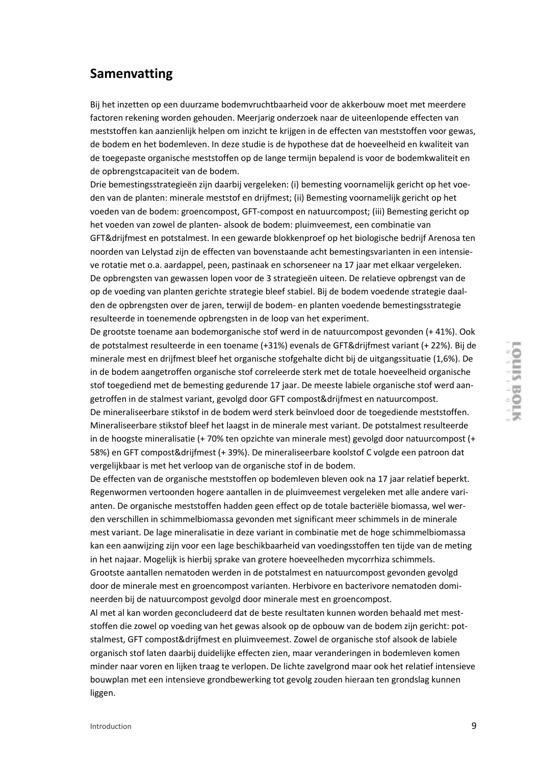## Samenvatting

Bij het inzetten op een duurzame bodemvruchtbaarheid voor de akkerbouw moet met meerdere factoren rekening worden gehouden. Meerjarig onderzoek naar de uiteenlopende effecten van meststoffen kan aanzienlijk helpen om inzicht te krijgen in de effecten van meststoffen voor gewas, de bodem en het bodemleven. In deze studie is de hypothese dat de hoeveelheid en kwaliteit van de toegepaste organische meststoffen op de lange termijn bepalend is voor de bodemkwaliteit en de opbrengstcapaciteit van de bodem.

Drie bemestingsstrategieën zijn daarbij vergeleken: (i) bemesting voornamelijk gericht op het voeden van de planten: minerale meststof en drijfmest; (ii) Bemesting voornamelijk gericht op het voeden van de bodem: groencompost, GFT-compost en natuurcompost; (iii) Bemesting gericht op het voeden van zowel de planten- alsook de bodem: pluimveemest, een combinatie van GFT&drijfmest en potstalmest. In een gewarde blokkenproef op het biologische bedrijf Arenosa ten noorden van Lelystad zijn de effecten van bovenstaande acht bemestingsvarianten in een intensieve rotatie met o.a. aardappel, peen, pastinaak en schorseneer na 17 jaar met elkaar vergeleken.

De opbrengsten van gewassen lopen voor de 3 strategieën uiteen. De relatieve opbrengst van de op de voeding van planten gerichte strategie bleef stabiel. Bij de bodem voedende strategie daalden de opbrengsten over de jaren, terwijl de bodem- en planten voedende bemestingsstrategie resulteerde in toenemende opbrengsten in de loop van het experiment.

De grootste toename aan bodemorganische stof werd in de natuurcompost gevonden (+ 41%). Ook de potstalmest resulteerde in een toename (+31%) evenals de GFT&drijfmest variant (+ 22%). Bij de minerale mest en drijfmest bleef het organische stofgehalte dicht bij de uitgangssituatie (1,6%). De in de bodem aangetroffen organische stof correleerde sterk met de totale hoeveelheid organische stof toegediend met de bemesting gedurende 17 jaar. De meeste labiele organische stof werd aangetroffen in de stalmest variant, gevolgd door GFT compost&drijfmest en natuurcompost.

De mineraliseerbare stikstof in de bodem werd sterk beïnvloed door de toegediende meststoffen. Mineraliseerbare stikstof bleef het laagst in de minerale mest variant. De potstalmest resulteerde in de hoogste mineralisatie (+ 70% ten opzichte van minerale mest) gevolgd door natuurcompost (+ 58%) en GFT compost&drijfmest (+ 39%). De mineraliseerbare koolstof C volgde een patroon dat vergelijkbaar is met het verloop van de organische stof in de bodem.

De effecten van de organische meststoffen op bodemleven bleven ook na 17 jaar relatief beperkt. Regenwormen vertoonden hogere aantallen in de pluimveemest vergeleken met alle andere varianten. De organische meststoffen hadden geen effect op de totale bacteriële biomassa, wel werden verschillen in schimmelbiomassa gevonden met significant meer schimmels in de minerale mest variant. De lage mineralisatie in deze variant in combinatie met de hoge schimmelbiomassa kan een aanwijzing zijn voor een lage beschikbaarheid van voedingsstoffen ten tijde van de meting in het najaar. Mogelijk is hierbij sprake van grotere hoeveelheden mycorrhiza schimmels.

Grootste aantallen nematoden werden in de potstalmest en natuurcompost gevonden gevolgd door de minerale mest en groencompost varianten. Herbivore en bacterivore nematoden domineerden bij de natuurcompost gevolgd door minerale mest en groencompost.

Al met al kan worden geconcludeerd dat de beste resultaten kunnen worden behaald met meststoffen die zowel op voeding van het gewas alsook op de opbouw van de bodem zijn gericht: potstalmest, GFT compost&drijfmest en pluimveemest. Zowel de organische stof alsook de labiele organisch stof laten daarbij duidelijke effecten zien, maar veranderingen in bodemleven komen minder naar voren en lijken traag te verlopen. De lichte zavelgrond maar ook het relatief intensieve bouwplan met een intensieve grondbewerking tot gevolg zouden hieraan ten grondslag kunnen liggen.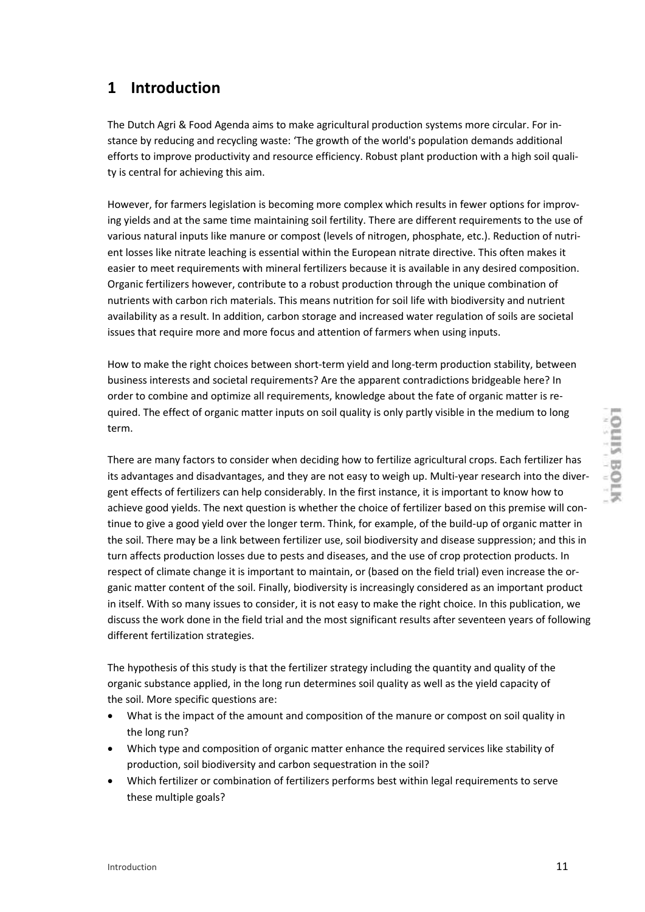# 1 Introduction

The Dutch Agri & Food Agenda aims to make agricultural production systems more circular. For instance by reducing and recycling waste: 'The growth of the world's population demands additional efforts to improve productivity and resource efficiency. Robust plant production with a high soil quality is central for achieving this aim.

However, for farmers legislation is becoming more complex which results in fewer options for improving yields and at the same time maintaining soil fertility. There are different requirements to the use of various natural inputs like manure or compost (levels of nitrogen, phosphate, etc.). Reduction of nutrient losses like nitrate leaching is essential within the European nitrate directive. This often makes it easier to meet requirements with mineral fertilizers because it is available in any desired composition. Organic fertilizers however, contribute to a robust production through the unique combination of nutrients with carbon rich materials. This means nutrition for soil life with biodiversity and nutrient availability as a result. In addition, carbon storage and increased water regulation of soils are societal issues that require more and more focus and attention of farmers when using inputs.

How to make the right choices between short-term yield and long-term production stability, between business interests and societal requirements? Are the apparent contradictions bridgeable here? In order to combine and optimize all requirements, knowledge about the fate of organic matter is required. The effect of organic matter inputs on soil quality is only partly visible in the medium to long term.

There are many factors to consider when deciding how to fertilize agricultural crops. Each fertilizer has its advantages and disadvantages, and they are not easy to weigh up. Multi-year research into the divergent effects of fertilizers can help considerably. In the first instance, it is important to know how to achieve good yields. The next question is whether the choice of fertilizer based on this premise will continue to give a good yield over the longer term. Think, for example, of the build-up of organic matter in the soil. There may be a link between fertilizer use, soil biodiversity and disease suppression; and this in turn affects production losses due to pests and diseases, and the use of crop protection products. In respect of climate change it is important to maintain, or (based on the field trial) even increase the organic matter content of the soil. Finally, biodiversity is increasingly considered as an important product in itself. With so many issues to consider, it is not easy to make the right choice. In this publication, we discuss the work done in the field trial and the most significant results after seventeen years of following different fertilization strategies.

The hypothesis of this study is that the fertilizer strategy including the quantity and quality of the organic substance applied, in the long run determines soil quality as well as the yield capacity of the soil. More specific questions are:

- What is the impact of the amount and composition of the manure or compost on soil quality in the long run?
- Which type and composition of organic matter enhance the required services like stability of production, soil biodiversity and carbon sequestration in the soil?
- Which fertilizer or combination of fertilizers performs best within legal requirements to serve these multiple goals?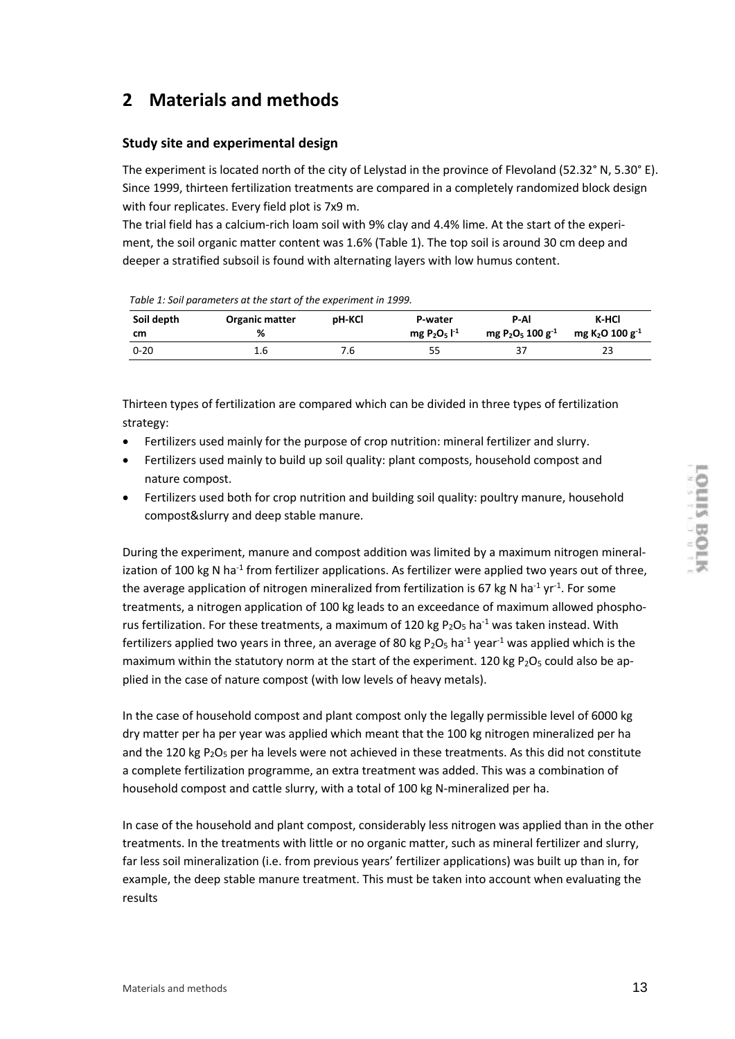# 2 Materials and methods

### Study site and experimental design

The experiment is located north of the city of Lelystad in the province of Flevoland (52.32° N, 5.30° E). Since 1999, thirteen fertilization treatments are compared in a completely randomized block design with four replicates. Every field plot is 7x9 m.

The trial field has a calcium-rich loam soil with 9% clay and 4.4% lime. At the start of the experiment, the soil organic matter content was 1.6% (Table 1). The top soil is around 30 cm deep and deeper a stratified subsoil is found with alternating layers with low humus content.

*Table 1: Soil parameters at the start of the experiment in 1999.*

| Soil depth cm | Organic matter % | pH-KCl | P-water mg $P_2O_5$ $l^{-1}$ | P-Al mg $P_2O_5$ 100 $g^{-1}$ | K-HCl mg $K_2O$ 100 $g^{-1}$ |
|---|---|---|---|---|---|
| 0-20 | 1.6 | 7.6 | 55 | 37 | 23 |

Thirteen types of fertilization are compared which can be divided in three types of fertilization strategy:

- Fertilizers used mainly for the purpose of crop nutrition: mineral fertilizer and slurry.
- Fertilizers used mainly to build up soil quality: plant composts, household compost and nature compost.
- Fertilizers used both for crop nutrition and building soil quality: poultry manure, household compost&slurry and deep stable manure.

During the experiment, manure and compost addition was limited by a maximum nitrogen mineralization of 100 kg N $ha^{-1}$ from fertilizer applications. As fertilizer were applied two years out of three, the average application of nitrogen mineralized from fertilization is 67 kg N $ha^{-1}$ $yr^{-1}$. For some treatments, a nitrogen application of 100 kg leads to an exceedance of maximum allowed phosphorus fertilization. For these treatments, a maximum of 120 kg $P_2O_5$ $ha^{-1}$ was taken instead. With fertilizers applied two years in three, an average of 80 kg $P_2O_5$ $ha^{-1}$ $year^{-1}$ was applied which is the maximum within the statutory norm at the start of the experiment. 120 kg $P_2O_5$ could also be applied in the case of nature compost (with low levels of heavy metals).

In the case of household compost and plant compost only the legally permissible level of 6000 kg dry matter per ha per year was applied which meant that the 100 kg nitrogen mineralized per ha and the 120 kg $P_2O_5$ per ha levels were not achieved in these treatments. As this did not constitute a complete fertilization programme, an extra treatment was added. This was a combination of household compost and cattle slurry, with a total of 100 kg N-mineralized per ha.

In case of the household and plant compost, considerably less nitrogen was applied than in the other treatments. In the treatments with little or no organic matter, such as mineral fertilizer and slurry, far less soil mineralization (i.e. from previous years' fertilizer applications) was built up than in, for example, the deep stable manure treatment. This must be taken into account when evaluating the results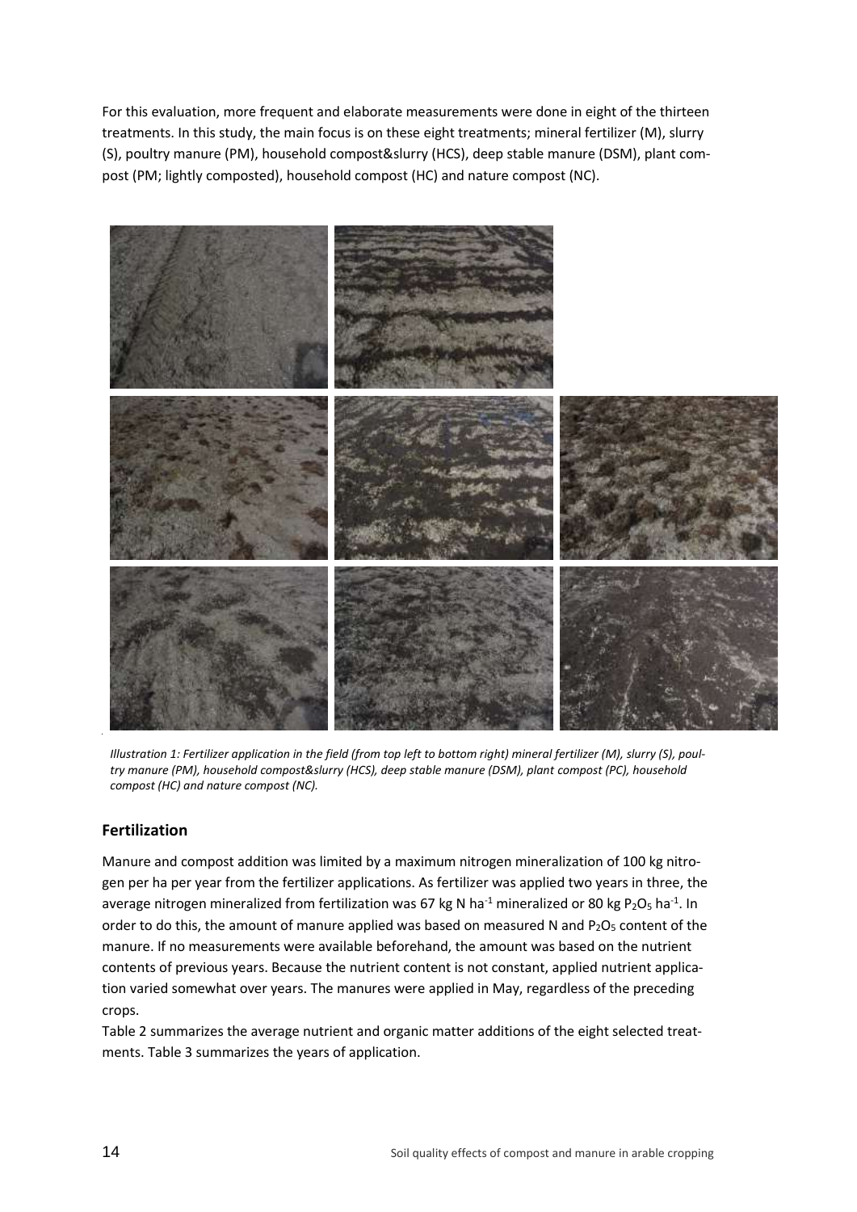For this evaluation, more frequent and elaborate measurements were done in eight of the thirteen treatments. In this study, the main focus is on these eight treatments; mineral fertilizer (M), slurry (S), poultry manure (PM), household compost&slurry (HCS), deep stable manure (DSM), plant compost (PM; lightly composted), household compost (HC) and nature compost (NC).

*Illustration 1: Fertilizer application in the field (from top left to bottom right) mineral fertilizer (M), slurry (S), poultry manure (PM), household compost&slurry (HCS), deep stable manure (DSM), plant compost (PC), household compost (HC) and nature compost (NC).*

## Fertilization

Manure and compost addition was limited by a maximum nitrogen mineralization of 100 kg nitrogen per ha per year from the fertilizer applications. As fertilizer was applied two years in three, the average nitrogen mineralized from fertilization was 67 kg N $ha^{-1}$ mineralized or 80 kg $P_2O_5$ $ha^{-1}$. In order to do this, the amount of manure applied was based on measured N and $P_2O_5$ content of the manure. If no measurements were available beforehand, the amount was based on the nutrient contents of previous years. Because the nutrient content is not constant, applied nutrient application varied somewhat over years. The manures were applied in May, regardless of the preceding crops.

Table 2 summarizes the average nutrient and organic matter additions of the eight selected treatments. Table 3 summarizes the years of application.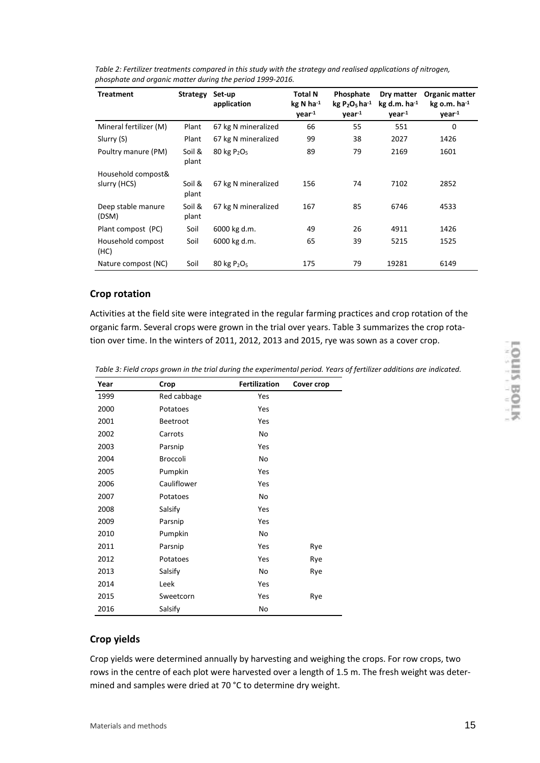*Table 2: Fertilizer treatments compared in this study with the strategy and realised applications of nitrogen, phosphate and organic matter during the period 1999-2016.*

| Treatment | Strategy | Set-up application | Total N kg N ha$^{-1}$ year$^{-1}$ | Phosphate kg $P_2O_5$ ha$^{-1}$ year$^{-1}$ | Dry matter kg d.m. ha$^{-1}$ year$^{-1}$ | Organic matter kg o.m. ha$^{-1}$ year$^{-1}$ |
|---|---|---|---|---|---|---|
| Mineral fertilizer (M) | Plant | 67 kg N mineralized | 66 | 55 | 551 | 0 |
| Slurry (S) | Plant | 67 kg N mineralized | 99 | 38 | 2027 | 1426 |
| Poultry manure (PM) | Soil & plant | 80 kg $P_2O_5$ | 89 | 79 | 2169 | 1601 |
| Household compost& slurry (HCS) | Soil & plant | 67 kg N mineralized | 156 | 74 | 7102 | 2852 |
| Deep stable manure (DSM) | Soil & plant | 67 kg N mineralized | 167 | 85 | 6746 | 4533 |
| Plant compost (PC) | Soil | 6000 kg d.m. | 49 | 26 | 4911 | 1426 |
| Household compost (HC) | Soil | 6000 kg d.m. | 65 | 39 | 5215 | 1525 |
| Nature compost (NC) | Soil | 80 kg $P_2O_5$ | 175 | 79 | 19281 | 6149 |

## Crop rotation

Activities at the field site were integrated in the regular farming practices and crop rotation of the organic farm. Several crops were grown in the trial over years. Table 3 summarizes the crop rotation over time. In the winters of 2011, 2012, 2013 and 2015, rye was sown as a cover crop.

*Table 3: Field crops grown in the trial during the experimental period. Years of fertilizer additions are indicated.*

| Year | Crop | Fertilization | Cover crop |
|---|---|---|---|
| 1999 | Red cabbage | Yes | |
| 2000 | Potatoes | Yes | |
| 2001 | Beetroot | Yes | |
| 2002 | Carrots | No | |
| 2003 | Parsnip | Yes | |
| 2004 | Broccoli | No | |
| 2005 | Pumpkin | Yes | |
| 2006 | Cauliflower | Yes | |
| 2007 | Potatoes | No | |
| 2008 | Salsify | Yes | |
| 2009 | Parsnip | Yes | |
| 2010 | Pumpkin | No | |
| 2011 | Parsnip | Yes | Rye |
| 2012 | Potatoes | Yes | Rye |
| 2013 | Salsify | No | Rye |
| 2014 | Leek | Yes | |
| 2015 | Sweetcorn | Yes | Rye |
| 2016 | Salsify | No | |

## Crop yields

Crop yields were determined annually by harvesting and weighing the crops. For row crops, two rows in the centre of each plot were harvested over a length of 1.5 m. The fresh weight was determined and samples were dried at 70 °C to determine dry weight.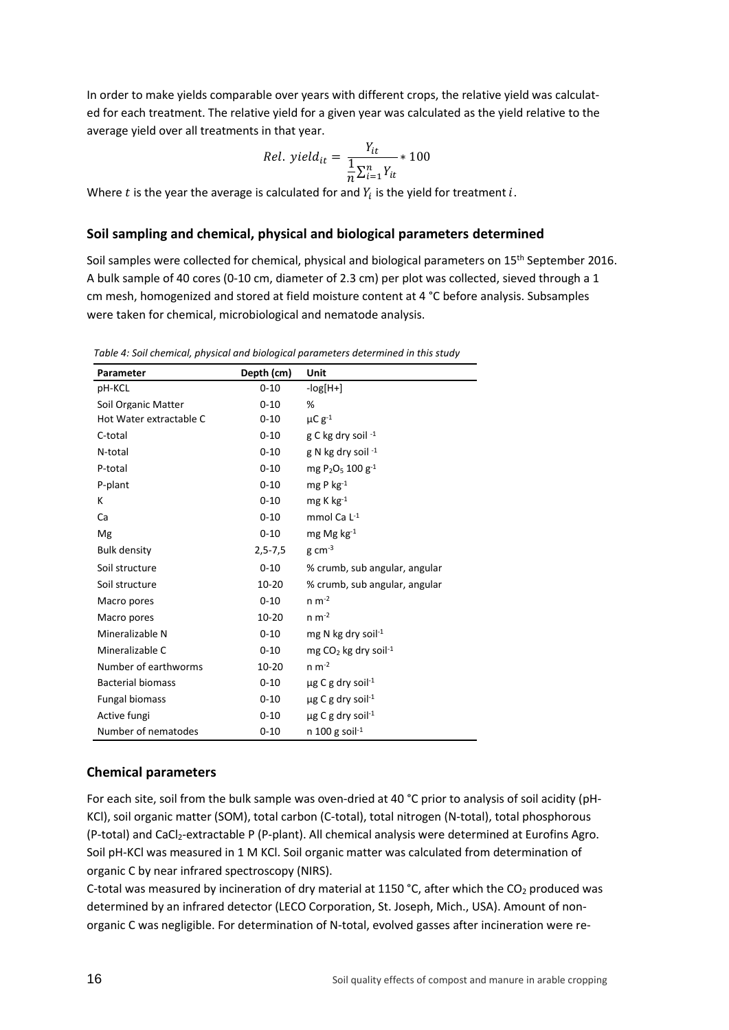In order to make yields comparable over years with different crops, the relative yield was calculated for each treatment. The relative yield for a given year was calculated as the yield relative to the average yield over all treatments in that year.

$$Rel.\ yield_{it} = \frac{Y_{it}}{\frac{1}{n}\sum_{i=1}^{n} Y_{it}} * 100$$

Where $t$ is the year the average is calculated for and $Y_i$ is the yield for treatment $i$.

### Soil sampling and chemical, physical and biological parameters determined

Soil samples were collected for chemical, physical and biological parameters on 15th September 2016. A bulk sample of 40 cores (0-10 cm, diameter of 2.3 cm) per plot was collected, sieved through a 1 cm mesh, homogenized and stored at field moisture content at 4 °C before analysis. Subsamples were taken for chemical, microbiological and nematode analysis.

*Table 4: Soil chemical, physical and biological parameters determined in this study*

| Parameter | Depth (cm) | Unit |
|---|---|---|
| pH-KCL | 0-10 | -log[H+] |
| Soil Organic Matter | 0-10 | % |
| Hot Water extractable C | 0-10 | $\mu C\ g^{-1}$ |
| C-total | 0-10 | g C kg dry soil $^{-1}$ |
| N-total | 0-10 | g N kg dry soil $^{-1}$ |
| P-total | 0-10 | mg $P_2O_5$ 100 $g^{-1}$ |
| P-plant | 0-10 | mg P $kg^{-1}$ |
| K | 0-10 | mg K $kg^{-1}$ |
| Ca | 0-10 | mmol Ca $L^{-1}$ |
| Mg | 0-10 | mg Mg $kg^{-1}$ |
| Bulk density | 2,5-7,5 | g $cm^{-3}$ |
| Soil structure | 0-10 | % crumb, sub angular, angular |
| Soil structure | 10-20 | % crumb, sub angular, angular |
| Macro pores | 0-10 | n $m^{-2}$ |
| Macro pores | 10-20 | n $m^{-2}$ |
| Mineralizable N | 0-10 | mg N kg dry soil$^{-1}$ |
| Mineralizable C | 0-10 | mg $CO_2$ kg dry soil$^{-1}$ |
| Number of earthworms | 10-20 | n $m^{-2}$ |
| Bacterial biomass | 0-10 | µg C g dry soil$^{-1}$ |
| Fungal biomass | 0-10 | µg C g dry soil$^{-1}$ |
| Active fungi | 0-10 | µg C g dry soil$^{-1}$ |
| Number of nematodes | 0-10 | n 100 g soil$^{-1}$ |

### Chemical parameters

For each site, soil from the bulk sample was oven-dried at 40 °C prior to analysis of soil acidity (pH-KCl), soil organic matter (SOM), total carbon (C-total), total nitrogen (N-total), total phosphorous (P-total) and $CaCl_2$-extractable P (P-plant). All chemical analysis were determined at Eurofins Agro. Soil pH-KCl was measured in 1 M KCl. Soil organic matter was calculated from determination of organic C by near infrared spectroscopy (NIRS).

C-total was measured by incineration of dry material at 1150 °C, after which the $CO_2$ produced was determined by an infrared detector (LECO Corporation, St. Joseph, Mich., USA). Amount of non-organic C was negligible. For determination of N-total, evolved gasses after incineration were re-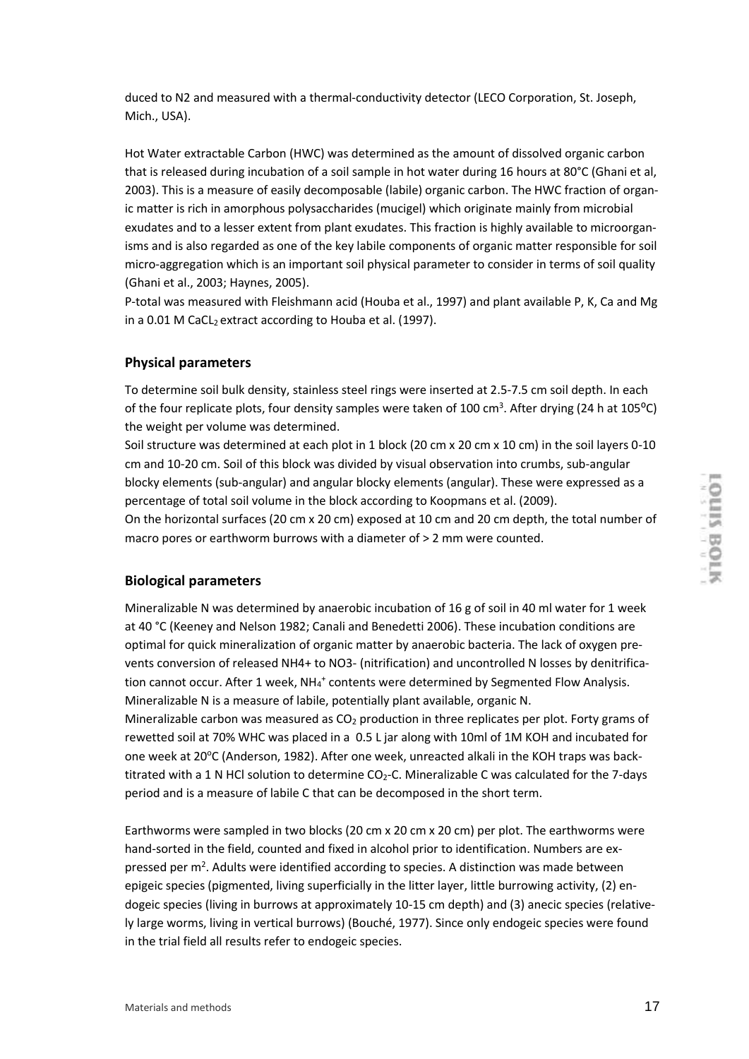duced to N2 and measured with a thermal-conductivity detector (LECO Corporation, St. Joseph, Mich., USA).

Hot Water extractable Carbon (HWC) was determined as the amount of dissolved organic carbon that is released during incubation of a soil sample in hot water during 16 hours at 80°C (Ghani et al, 2003). This is a measure of easily decomposable (labile) organic carbon. The HWC fraction of organic matter is rich in amorphous polysaccharides (mucigel) which originate mainly from microbial exudates and to a lesser extent from plant exudates. This fraction is highly available to microorganisms and is also regarded as one of the key labile components of organic matter responsible for soil micro-aggregation which is an important soil physical parameter to consider in terms of soil quality (Ghani et al., 2003; Haynes, 2005).

P-total was measured with Fleishmann acid (Houba et al., 1997) and plant available P, K, Ca and Mg in a 0.01 M $CaCL_2$ extract according to Houba et al. (1997).

### Physical parameters

To determine soil bulk density, stainless steel rings were inserted at 2.5-7.5 cm soil depth. In each of the four replicate plots, four density samples were taken of 100 $cm^3$. After drying (24 h at 105$^oC$) the weight per volume was determined.

Soil structure was determined at each plot in 1 block (20 cm x 20 cm x 10 cm) in the soil layers 0-10 cm and 10-20 cm. Soil of this block was divided by visual observation into crumbs, sub-angular blocky elements (sub-angular) and angular blocky elements (angular). These were expressed as a percentage of total soil volume in the block according to Koopmans et al. (2009).

On the horizontal surfaces (20 cm x 20 cm) exposed at 10 cm and 20 cm depth, the total number of macro pores or earthworm burrows with a diameter of > 2 mm were counted.

### Biological parameters

Mineralizable N was determined by anaerobic incubation of 16 g of soil in 40 ml water for 1 week at 40 °C (Keeney and Nelson 1982; Canali and Benedetti 2006). These incubation conditions are optimal for quick mineralization of organic matter by anaerobic bacteria. The lack of oxygen prevents conversion of released NH4+ to NO3- (nitrification) and uncontrolled N losses by denitrification cannot occur. After 1 week, $NH_4^+$ contents were determined by Segmented Flow Analysis. Mineralizable N is a measure of labile, potentially plant available, organic N.

Mineralizable carbon was measured as $CO_2$ production in three replicates per plot. Forty grams of rewetted soil at 70% WHC was placed in a 0.5 L jar along with 10ml of 1M KOH and incubated for one week at 20$^oC$ (Anderson, 1982). After one week, unreacted alkali in the KOH traps was back-titrated with a 1 N HCl solution to determine $CO_2$-C. Mineralizable C was calculated for the 7-days period and is a measure of labile C that can be decomposed in the short term.

Earthworms were sampled in two blocks (20 cm x 20 cm x 20 cm) per plot. The earthworms were hand-sorted in the field, counted and fixed in alcohol prior to identification. Numbers are expressed per $m^2$. Adults were identified according to species. A distinction was made between epigeic species (pigmented, living superficially in the litter layer, little burrowing activity, (2) endogeic species (living in burrows at approximately 10-15 cm depth) and (3) anecic species (relatively large worms, living in vertical burrows) (Bouché, 1977). Since only endogeic species were found in the trial field all results refer to endogeic species.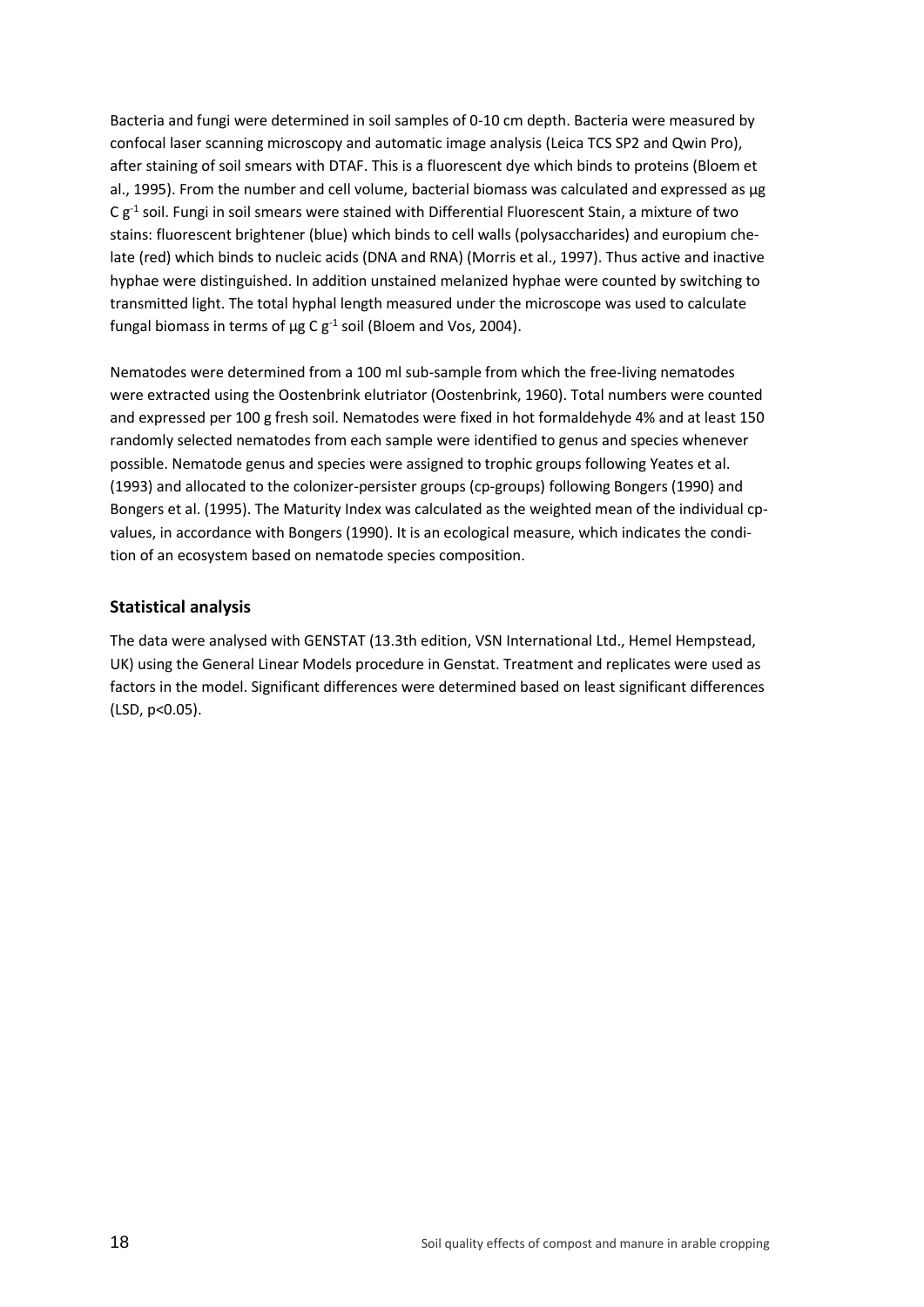Bacteria and fungi were determined in soil samples of 0-10 cm depth. Bacteria were measured by confocal laser scanning microscopy and automatic image analysis (Leica TCS SP2 and Qwin Pro), after staining of soil smears with DTAF. This is a fluorescent dye which binds to proteins (Bloem et al., 1995). From the number and cell volume, bacterial biomass was calculated and expressed as µg C $g^{-1}$ soil. Fungi in soil smears were stained with Differential Fluorescent Stain, a mixture of two stains: fluorescent brightener (blue) which binds to cell walls (polysaccharides) and europium chelate (red) which binds to nucleic acids (DNA and RNA) (Morris et al., 1997). Thus active and inactive hyphae were distinguished. In addition unstained melanized hyphae were counted by switching to transmitted light. The total hyphal length measured under the microscope was used to calculate fungal biomass in terms of µg C $g^{-1}$ soil (Bloem and Vos, 2004).

Nematodes were determined from a 100 ml sub-sample from which the free-living nematodes were extracted using the Oostenbrink elutriator (Oostenbrink, 1960). Total numbers were counted and expressed per 100 g fresh soil. Nematodes were fixed in hot formaldehyde 4% and at least 150 randomly selected nematodes from each sample were identified to genus and species whenever possible. Nematode genus and species were assigned to trophic groups following Yeates et al. (1993) and allocated to the colonizer-persister groups (cp-groups) following Bongers (1990) and Bongers et al. (1995). The Maturity Index was calculated as the weighted mean of the individual cp-values, in accordance with Bongers (1990). It is an ecological measure, which indicates the condition of an ecosystem based on nematode species composition.

## Statistical analysis

The data were analysed with GENSTAT (13.3th edition, VSN International Ltd., Hemel Hempstead, UK) using the General Linear Models procedure in Genstat. Treatment and replicates were used as factors in the model. Significant differences were determined based on least significant differences (LSD, $p<0.05$).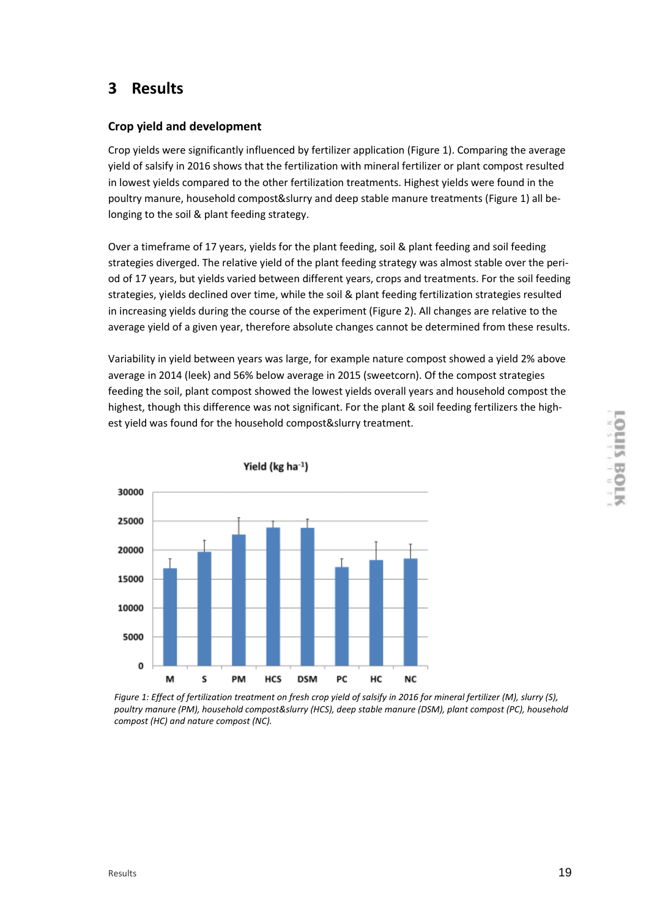# 3 Results

### Crop yield and development

Crop yields were significantly influenced by fertilizer application (Figure 1). Comparing the average yield of salsify in 2016 shows that the fertilization with mineral fertilizer or plant compost resulted in lowest yields compared to the other fertilization treatments. Highest yields were found in the poultry manure, household compost&slurry and deep stable manure treatments (Figure 1) all belonging to the soil & plant feeding strategy.

Over a timeframe of 17 years, yields for the plant feeding, soil & plant feeding and soil feeding strategies diverged. The relative yield of the plant feeding strategy was almost stable over the period of 17 years, but yields varied between different years, crops and treatments. For the soil feeding strategies, yields declined over time, while the soil & plant feeding fertilization strategies resulted in increasing yields during the course of the experiment (Figure 2). All changes are relative to the average yield of a given year, therefore absolute changes cannot be determined from these results.

Variability in yield between years was large, for example nature compost showed a yield 2% above average in 2014 (leek) and 56% below average in 2015 (sweetcorn). Of the compost strategies feeding the soil, plant compost showed the lowest yields overall years and household compost the highest, though this difference was not significant. For the plant & soil feeding fertilizers the highest yield was found for the household compost&slurry treatment.

*Figure 1: Effect of fertilization treatment on fresh crop yield of salsify in 2016 for mineral fertilizer (M), slurry (S), poultry manure (PM), household compost&slurry (HCS), deep stable manure (DSM), plant compost (PC), household compost (HC) and nature compost (NC).*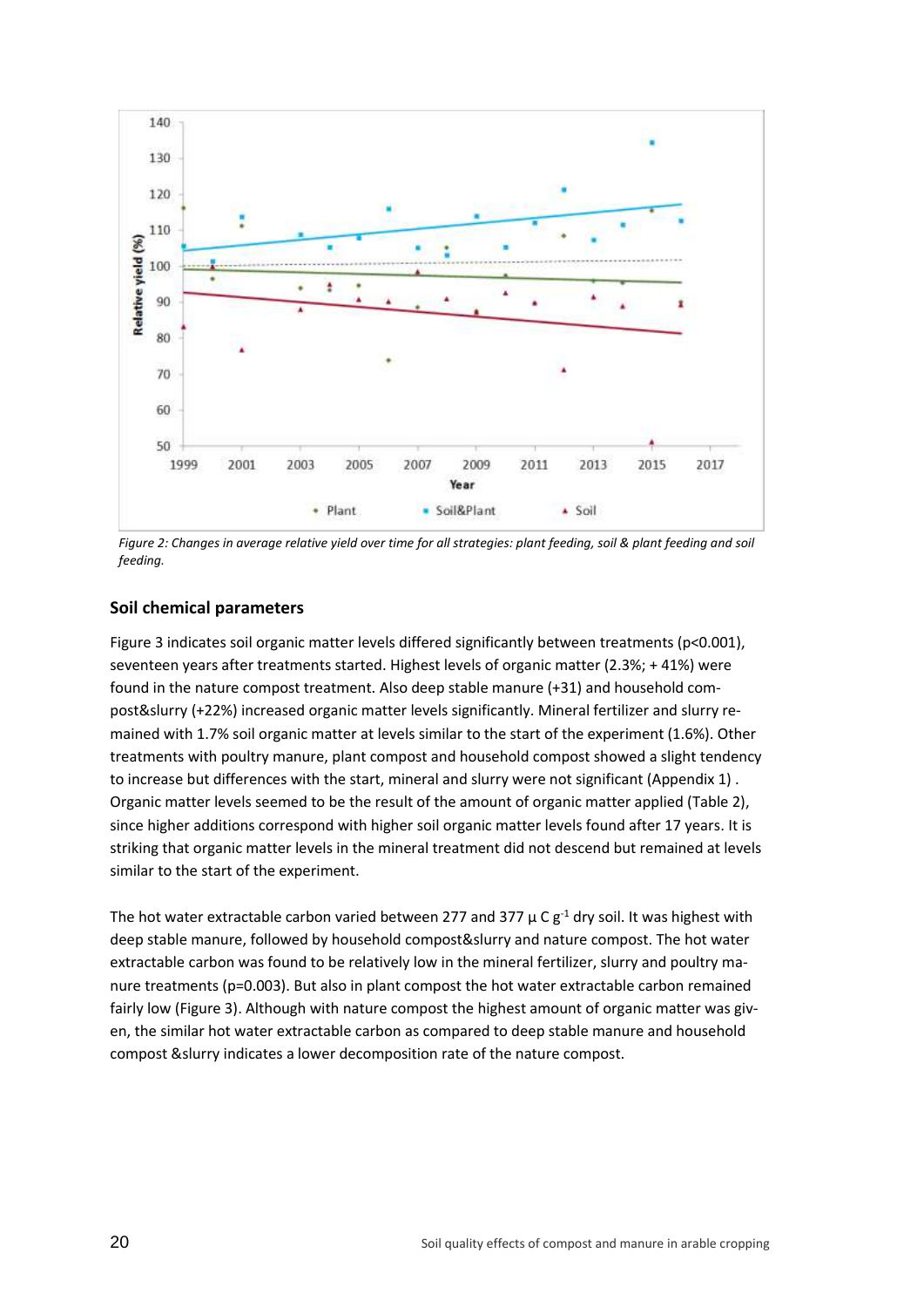Figure 2: Changes in average relative yield over time for all strategies: plant feeding, soil & plant feeding and soil feeding.

## Soil chemical parameters

Figure 3 indicates soil organic matter levels differed significantly between treatments ($p<0.001$), seventeen years after treatments started. Highest levels of organic matter (2.3%; + 41%) were found in the nature compost treatment. Also deep stable manure (+31) and household compost&slurry (+22%) increased organic matter levels significantly. Mineral fertilizer and slurry remained with 1.7% soil organic matter at levels similar to the start of the experiment (1.6%). Other treatments with poultry manure, plant compost and household compost showed a slight tendency to increase but differences with the start, mineral and slurry were not significant (Appendix 1) . Organic matter levels seemed to be the result of the amount of organic matter applied (Table 2), since higher additions correspond with higher soil organic matter levels found after 17 years. It is striking that organic matter levels in the mineral treatment did not descend but remained at levels similar to the start of the experiment.

The hot water extractable carbon varied between 277 and 377 µ C $g^{-1}$ dry soil. It was highest with deep stable manure, followed by household compost&slurry and nature compost. The hot water extractable carbon was found to be relatively low in the mineral fertilizer, slurry and poultry manure treatments ($p=0.003$). But also in plant compost the hot water extractable carbon remained fairly low (Figure 3). Although with nature compost the highest amount of organic matter was given, the similar hot water extractable carbon as compared to deep stable manure and household compost &slurry indicates a lower decomposition rate of the nature compost.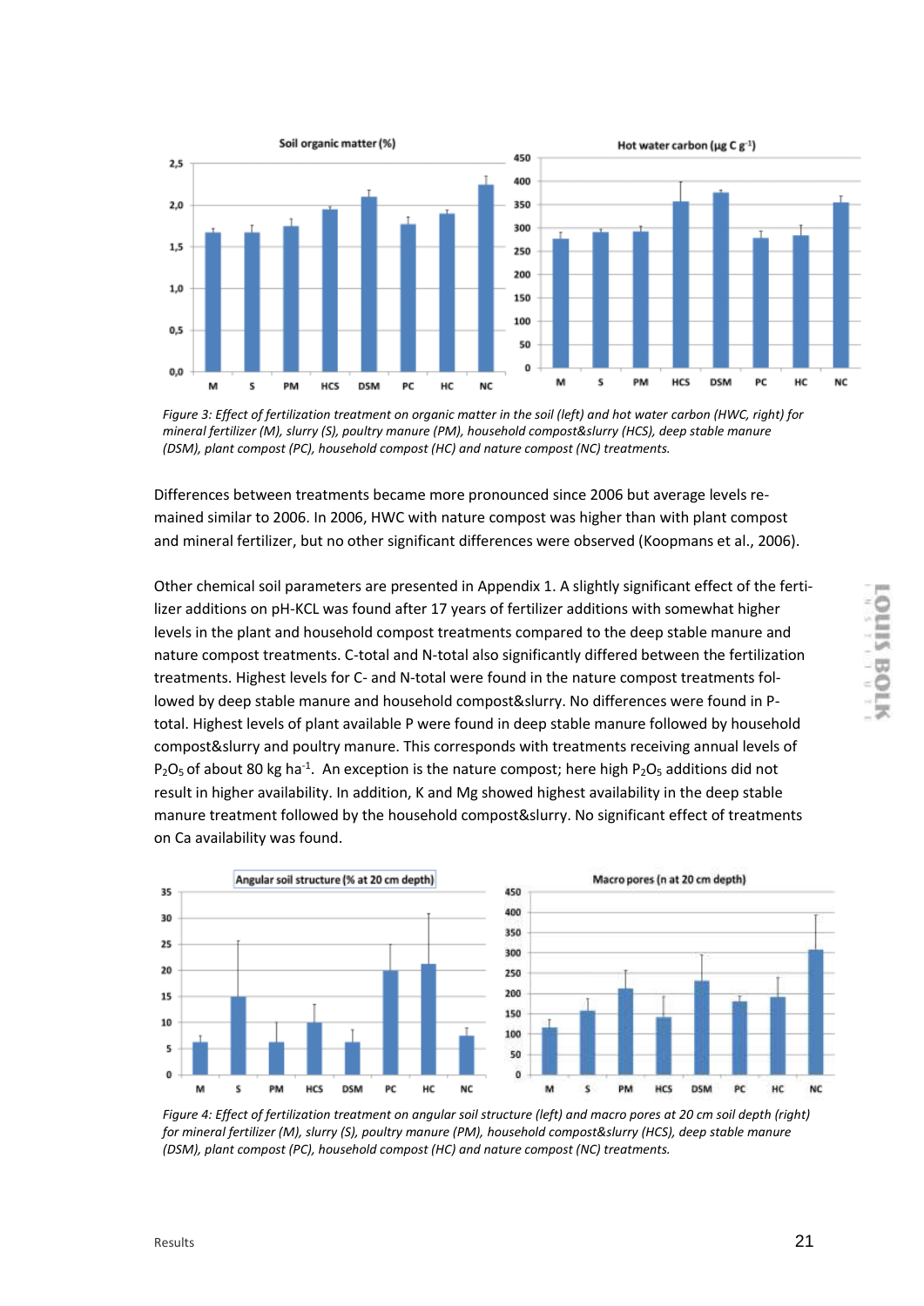Figure 3: Effect of fertilization treatment on organic matter in the soil (left) and hot water carbon (HWC, right) for mineral fertilizer (M), slurry (S), poultry manure (PM), household compost&slurry (HCS), deep stable manure (DSM), plant compost (PC), household compost (HC) and nature compost (NC) treatments.

Differences between treatments became more pronounced since 2006 but average levels remained similar to 2006. In 2006, HWC with nature compost was higher than with plant compost and mineral fertilizer, but no other significant differences were observed (Koopmans et al., 2006).

Other chemical soil parameters are presented in Appendix 1. A slightly significant effect of the fertilizer additions on pH-KCL was found after 17 years of fertilizer additions with somewhat higher levels in the plant and household compost treatments compared to the deep stable manure and nature compost treatments. C-total and N-total also significantly differed between the fertilization treatments. Highest levels for C- and N-total were found in the nature compost treatments followed by deep stable manure and household compost&slurry. No differences were found in P-total. Highest levels of plant available P were found in deep stable manure followed by household compost&slurry and poultry manure. This corresponds with treatments receiving annual levels of $P_2O_5$ of about 80 kg ha$^{-1}$. An exception is the nature compost; here high $P_2O_5$ additions did not result in higher availability. In addition, K and Mg showed highest availability in the deep stable manure treatment followed by the household compost&slurry. No significant effect of treatments on Ca availability was found.

Figure 4: Effect of fertilization treatment on angular soil structure (left) and macro pores at 20 cm soil depth (right) for mineral fertilizer (M), slurry (S), poultry manure (PM), household compost&slurry (HCS), deep stable manure (DSM), plant compost (PC), household compost (HC) and nature compost (NC) treatments.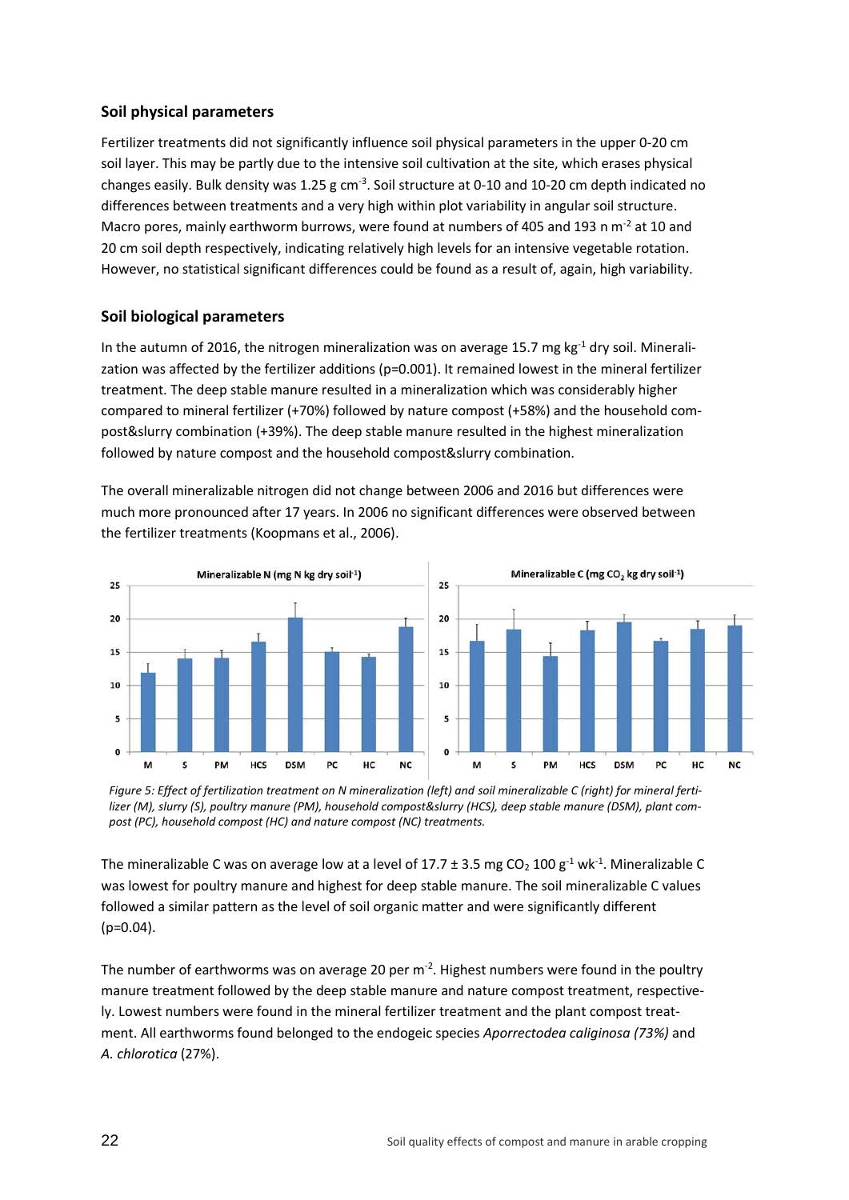## Soil physical parameters

Fertilizer treatments did not significantly influence soil physical parameters in the upper 0-20 cm soil layer. This may be partly due to the intensive soil cultivation at the site, which erases physical changes easily. Bulk density was 1.25 g $cm^{-3}$. Soil structure at 0-10 and 10-20 cm depth indicated no differences between treatments and a very high within plot variability in angular soil structure. Macro pores, mainly earthworm burrows, were found at numbers of 405 and 193 n $m^{-2}$ at 10 and 20 cm soil depth respectively, indicating relatively high levels for an intensive vegetable rotation. However, no statistical significant differences could be found as a result of, again, high variability.

## Soil biological parameters

In the autumn of 2016, the nitrogen mineralization was on average 15.7 mg $kg^{-1}$ dry soil. Mineralization was affected by the fertilizer additions (p=0.001). It remained lowest in the mineral fertilizer treatment. The deep stable manure resulted in a mineralization which was considerably higher compared to mineral fertilizer (+70%) followed by nature compost (+58%) and the household compost&slurry combination (+39%). The deep stable manure resulted in the highest mineralization followed by nature compost and the household compost&slurry combination.

The overall mineralizable nitrogen did not change between 2006 and 2016 but differences were much more pronounced after 17 years. In 2006 no significant differences were observed between the fertilizer treatments (Koopmans et al., 2006).

*Figure 5: Effect of fertilization treatment on N mineralization (left) and soil mineralizable C (right) for mineral fertilizer (M), slurry (S), poultry manure (PM), household compost&slurry (HCS), deep stable manure (DSM), plant compost (PC), household compost (HC) and nature compost (NC) treatments.*

The mineralizable C was on average low at a level of 17.7 ± 3.5 mg $CO_2$ 100 $g^{-1}$ $wk^{-1}$. Mineralizable C was lowest for poultry manure and highest for deep stable manure. The soil mineralizable C values followed a similar pattern as the level of soil organic matter and were significantly different (p=0.04).

The number of earthworms was on average 20 per $m^{-2}$. Highest numbers were found in the poultry manure treatment followed by the deep stable manure and nature compost treatment, respectively. Lowest numbers were found in the mineral fertilizer treatment and the plant compost treatment. All earthworms found belonged to the endogeic species *Aporrectodea caliginosa (73%)* and *A. chlorotica* (27%).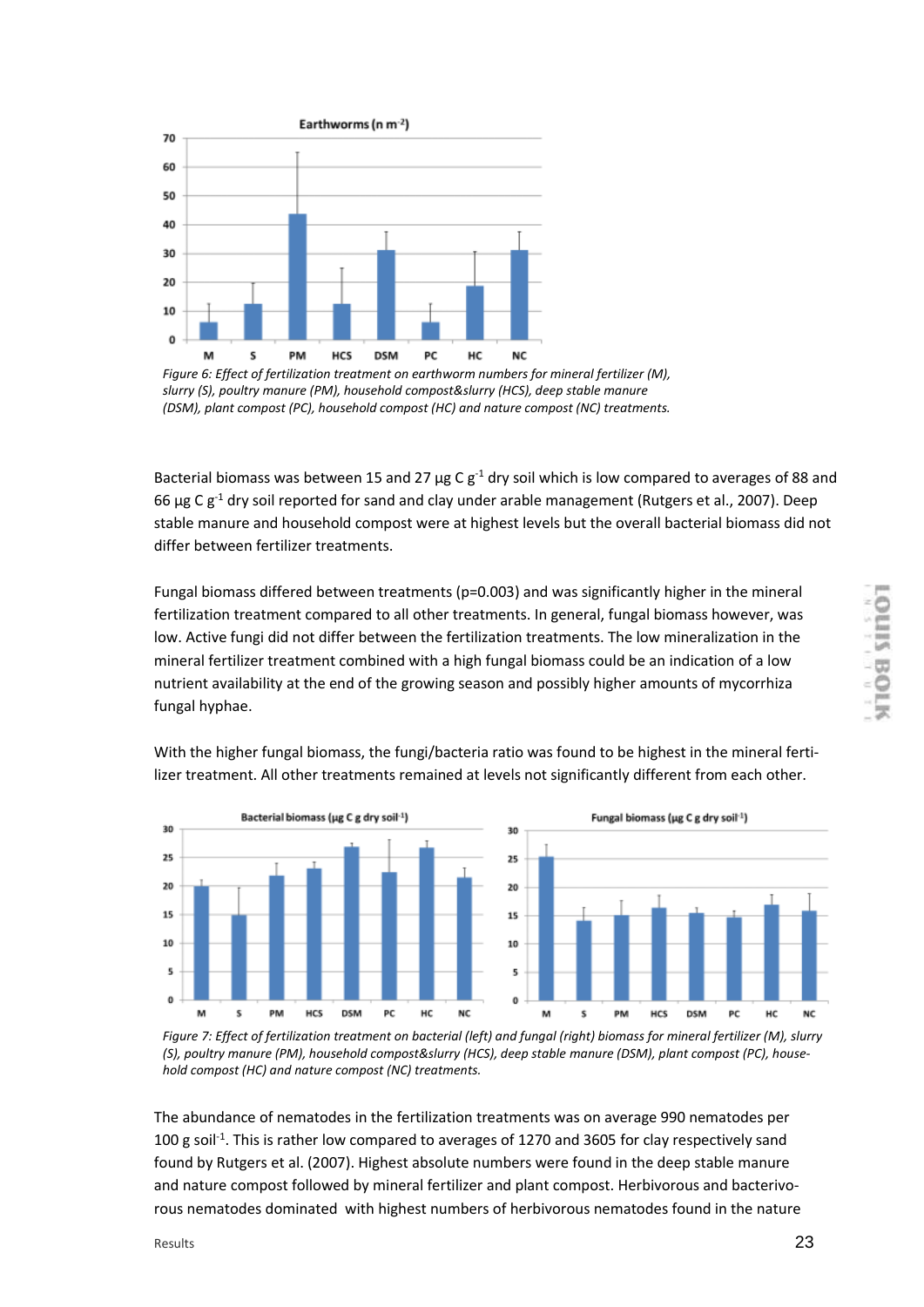Figure 6: Effect of fertilization treatment on earthworm numbers for mineral fertilizer (M), slurry (S), poultry manure (PM), household compost&slurry (HCS), deep stable manure (DSM), plant compost (PC), household compost (HC) and nature compost (NC) treatments.

Bacterial biomass was between 15 and 27 µg C $g^{-1}$ dry soil which is low compared to averages of 88 and 66 µg C $g^{-1}$ dry soil reported for sand and clay under arable management (Rutgers et al., 2007). Deep stable manure and household compost were at highest levels but the overall bacterial biomass did not differ between fertilizer treatments.

Fungal biomass differed between treatments ($p=0.003$) and was significantly higher in the mineral fertilization treatment compared to all other treatments. In general, fungal biomass however, was low. Active fungi did not differ between the fertilization treatments. The low mineralization in the mineral fertilizer treatment combined with a high fungal biomass could be an indication of a low nutrient availability at the end of the growing season and possibly higher amounts of mycorrhiza fungal hyphae.

With the higher fungal biomass, the fungi/bacteria ratio was found to be highest in the mineral fertilizer treatment. All other treatments remained at levels not significantly different from each other.

Figure 7: Effect of fertilization treatment on bacterial (left) and fungal (right) biomass for mineral fertilizer (M), slurry (S), poultry manure (PM), household compost&slurry (HCS), deep stable manure (DSM), plant compost (PC), household compost (HC) and nature compost (NC) treatments.

The abundance of nematodes in the fertilization treatments was on average 990 nematodes per 100 g $soil^{-1}$. This is rather low compared to averages of 1270 and 3605 for clay respectively sand found by Rutgers et al. (2007). Highest absolute numbers were found in the deep stable manure and nature compost followed by mineral fertilizer and plant compost. Herbivorous and bacterivorous nematodes dominated with highest numbers of herbivorous nematodes found in the nature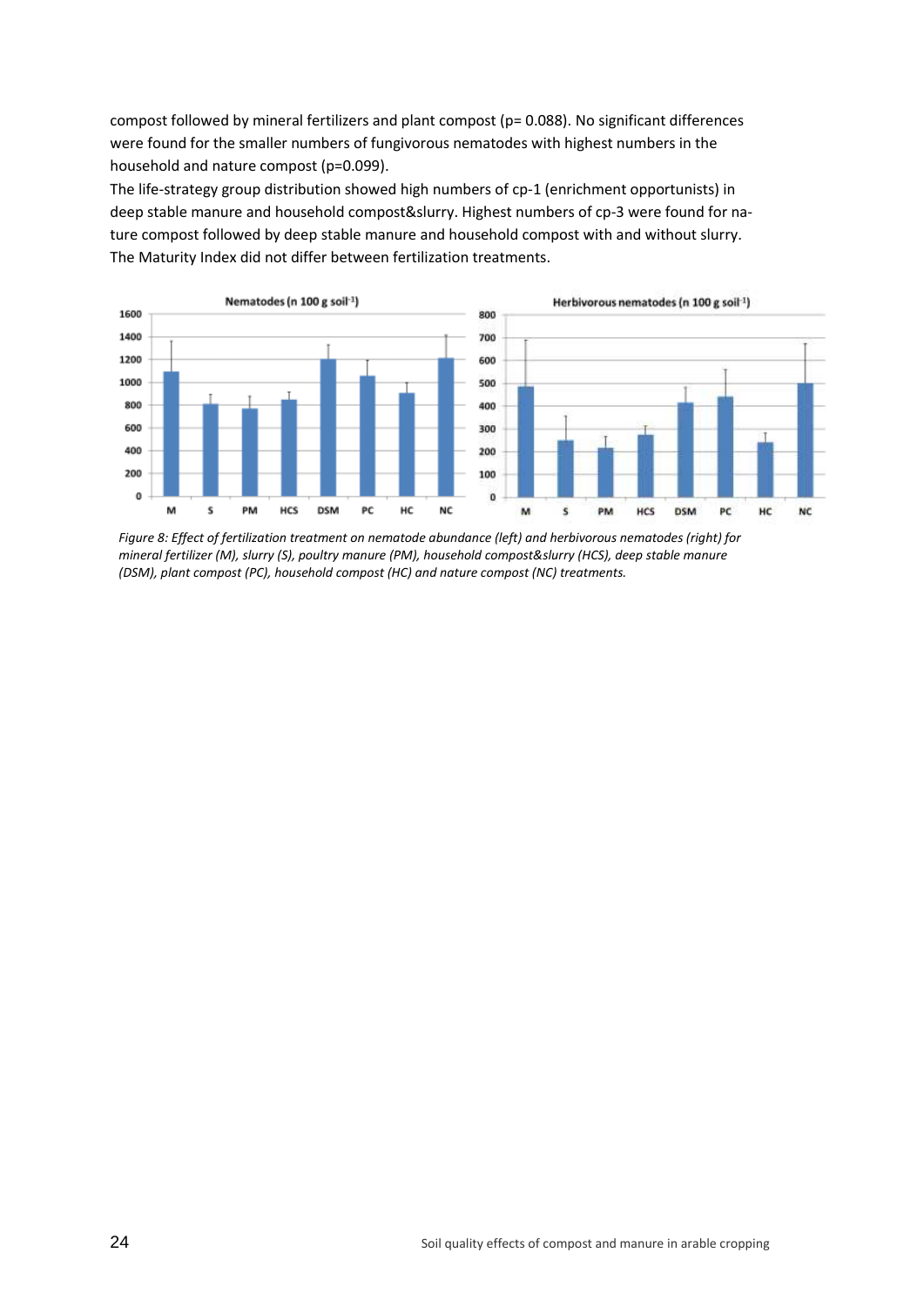compost followed by mineral fertilizers and plant compost (p= 0.088). No significant differences were found for the smaller numbers of fungivorous nematodes with highest numbers in the household and nature compost (p=0.099).

The life-strategy group distribution showed high numbers of cp-1 (enrichment opportunists) in deep stable manure and household compost&slurry. Highest numbers of cp-3 were found for nature compost followed by deep stable manure and household compost with and without slurry. The Maturity Index did not differ between fertilization treatments.

*Figure 8: Effect of fertilization treatment on nematode abundance (left) and herbivorous nematodes (right) for mineral fertilizer (M), slurry (S), poultry manure (PM), household compost&slurry (HCS), deep stable manure (DSM), plant compost (PC), household compost (HC) and nature compost (NC) treatments.*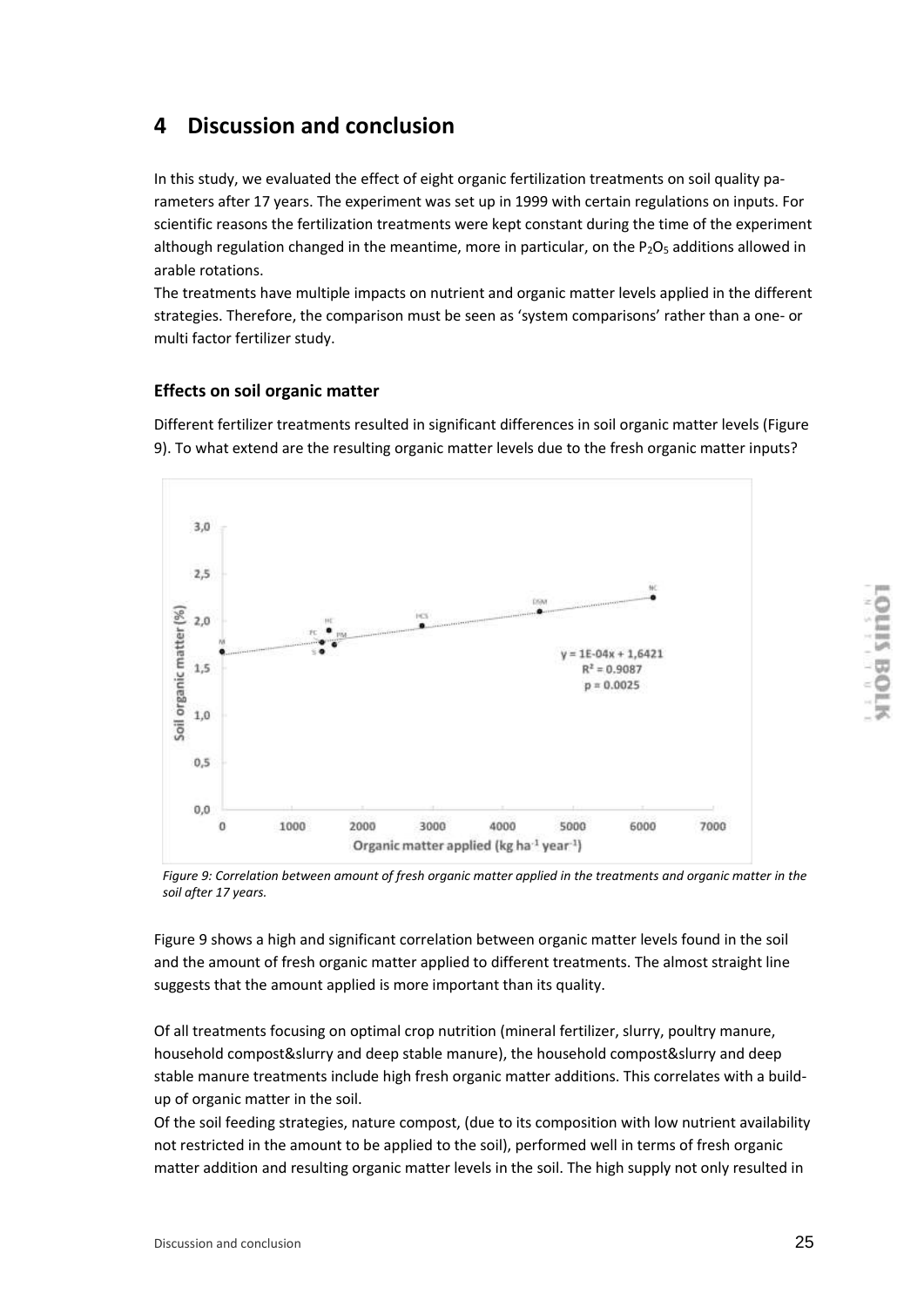# 4 Discussion and conclusion

In this study, we evaluated the effect of eight organic fertilization treatments on soil quality parameters after 17 years. The experiment was set up in 1999 with certain regulations on inputs. For scientific reasons the fertilization treatments were kept constant during the time of the experiment although regulation changed in the meantime, more in particular, on the $P_2O_5$ additions allowed in arable rotations.

The treatments have multiple impacts on nutrient and organic matter levels applied in the different strategies. Therefore, the comparison must be seen as 'system comparisons' rather than a one- or multi factor fertilizer study.

### Effects on soil organic matter

Different fertilizer treatments resulted in significant differences in soil organic matter levels (Figure 9). To what extend are the resulting organic matter levels due to the fresh organic matter inputs?

*Figure 9: Correlation between amount of fresh organic matter applied in the treatments and organic matter in the soil after 17 years.*

Figure 9 shows a high and significant correlation between organic matter levels found in the soil and the amount of fresh organic matter applied to different treatments. The almost straight line suggests that the amount applied is more important than its quality.

Of all treatments focusing on optimal crop nutrition (mineral fertilizer, slurry, poultry manure, household compost&slurry and deep stable manure), the household compost&slurry and deep stable manure treatments include high fresh organic matter additions. This correlates with a build-up of organic matter in the soil.

Of the soil feeding strategies, nature compost, (due to its composition with low nutrient availability not restricted in the amount to be applied to the soil), performed well in terms of fresh organic matter addition and resulting organic matter levels in the soil. The high supply not only resulted in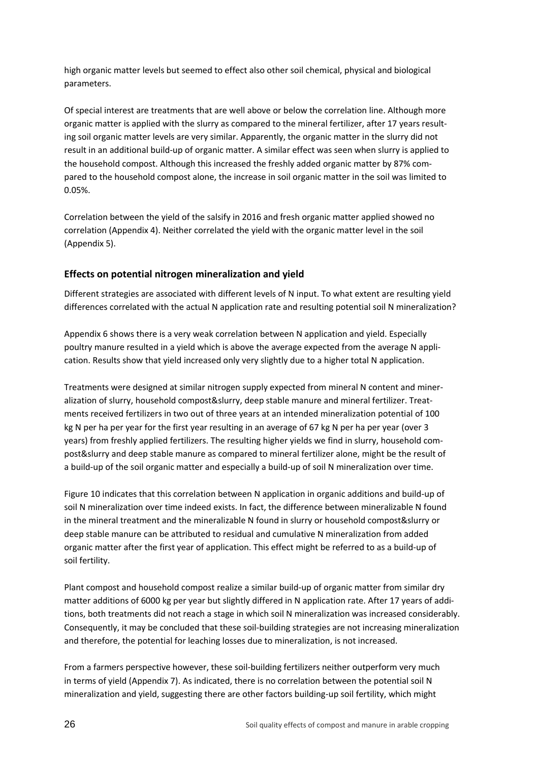high organic matter levels but seemed to effect also other soil chemical, physical and biological parameters.

Of special interest are treatments that are well above or below the correlation line. Although more organic matter is applied with the slurry as compared to the mineral fertilizer, after 17 years resulting soil organic matter levels are very similar. Apparently, the organic matter in the slurry did not result in an additional build-up of organic matter. A similar effect was seen when slurry is applied to the household compost. Although this increased the freshly added organic matter by 87% compared to the household compost alone, the increase in soil organic matter in the soil was limited to 0.05%.

Correlation between the yield of the salsify in 2016 and fresh organic matter applied showed no correlation (Appendix 4). Neither correlated the yield with the organic matter level in the soil (Appendix 5).

## Effects on potential nitrogen mineralization and yield

Different strategies are associated with different levels of N input. To what extent are resulting yield differences correlated with the actual N application rate and resulting potential soil N mineralization?

Appendix 6 shows there is a very weak correlation between N application and yield. Especially poultry manure resulted in a yield which is above the average expected from the average N application. Results show that yield increased only very slightly due to a higher total N application.

Treatments were designed at similar nitrogen supply expected from mineral N content and mineralization of slurry, household compost&slurry, deep stable manure and mineral fertilizer. Treatments received fertilizers in two out of three years at an intended mineralization potential of 100 kg N per ha per year for the first year resulting in an average of 67 kg N per ha per year (over 3 years) from freshly applied fertilizers. The resulting higher yields we find in slurry, household compost&slurry and deep stable manure as compared to mineral fertilizer alone, might be the result of a build-up of the soil organic matter and especially a build-up of soil N mineralization over time.

Figure 10 indicates that this correlation between N application in organic additions and build-up of soil N mineralization over time indeed exists. In fact, the difference between mineralizable N found in the mineral treatment and the mineralizable N found in slurry or household compost&slurry or deep stable manure can be attributed to residual and cumulative N mineralization from added organic matter after the first year of application. This effect might be referred to as a build-up of soil fertility.

Plant compost and household compost realize a similar build-up of organic matter from similar dry matter additions of 6000 kg per year but slightly differed in N application rate. After 17 years of additions, both treatments did not reach a stage in which soil N mineralization was increased considerably. Consequently, it may be concluded that these soil-building strategies are not increasing mineralization and therefore, the potential for leaching losses due to mineralization, is not increased.

From a farmers perspective however, these soil-building fertilizers neither outperform very much in terms of yield (Appendix 7). As indicated, there is no correlation between the potential soil N mineralization and yield, suggesting there are other factors building-up soil fertility, which might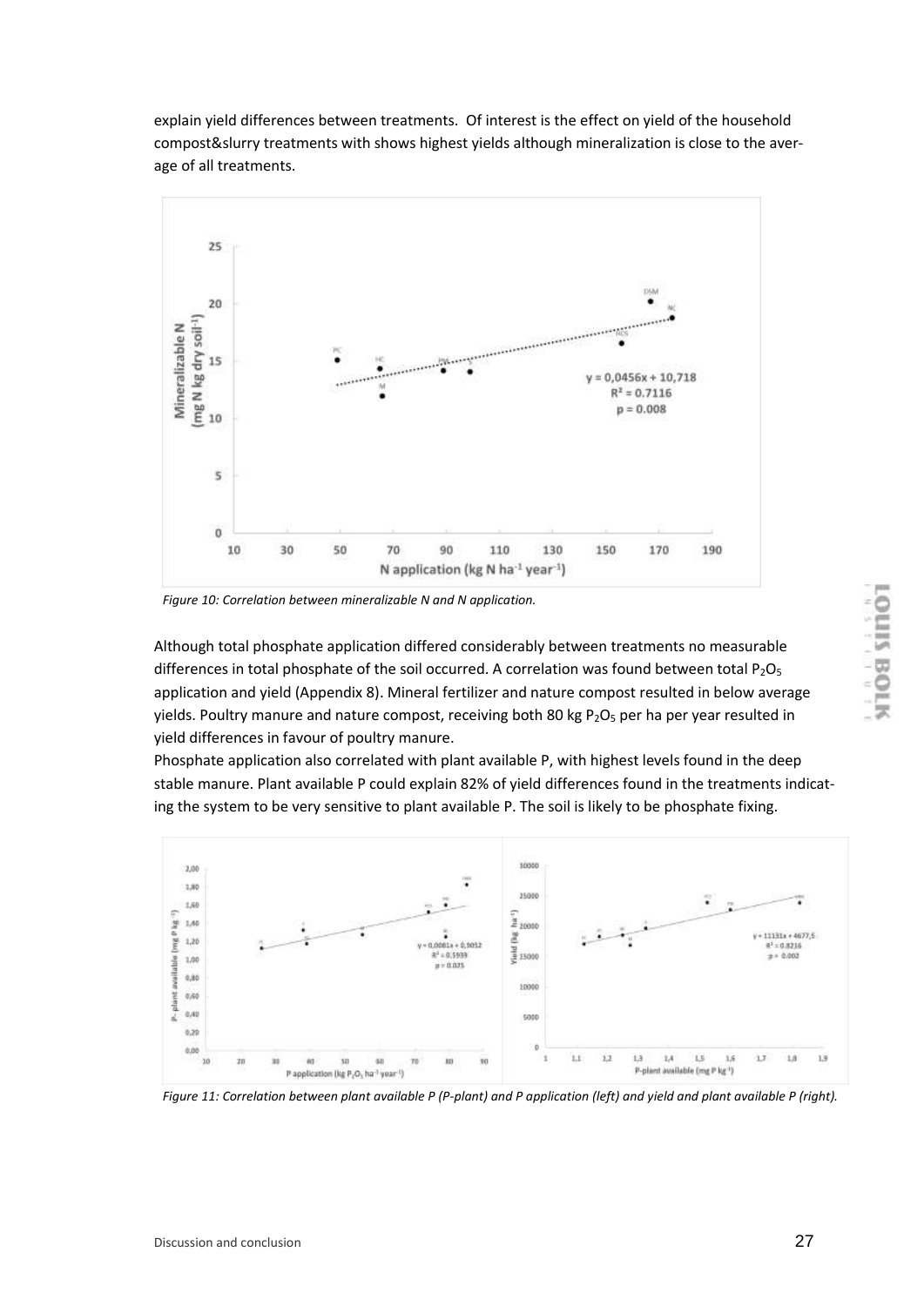explain yield differences between treatments. Of interest is the effect on yield of the household compost&slurry treatments with shows highest yields although mineralization is close to the average of all treatments.

*Figure 10: Correlation between mineralizable N and N application.*

Although total phosphate application differed considerably between treatments no measurable differences in total phosphate of the soil occurred. A correlation was found between total $P_2O_5$ application and yield (Appendix 8). Mineral fertilizer and nature compost resulted in below average yields. Poultry manure and nature compost, receiving both 80 kg $P_2O_5$ per ha per year resulted in yield differences in favour of poultry manure.

Phosphate application also correlated with plant available P, with highest levels found in the deep stable manure. Plant available P could explain 82% of yield differences found in the treatments indicating the system to be very sensitive to plant available P. The soil is likely to be phosphate fixing.

*Figure 11: Correlation between plant available P (P-plant) and P application (left) and yield and plant available P (right).*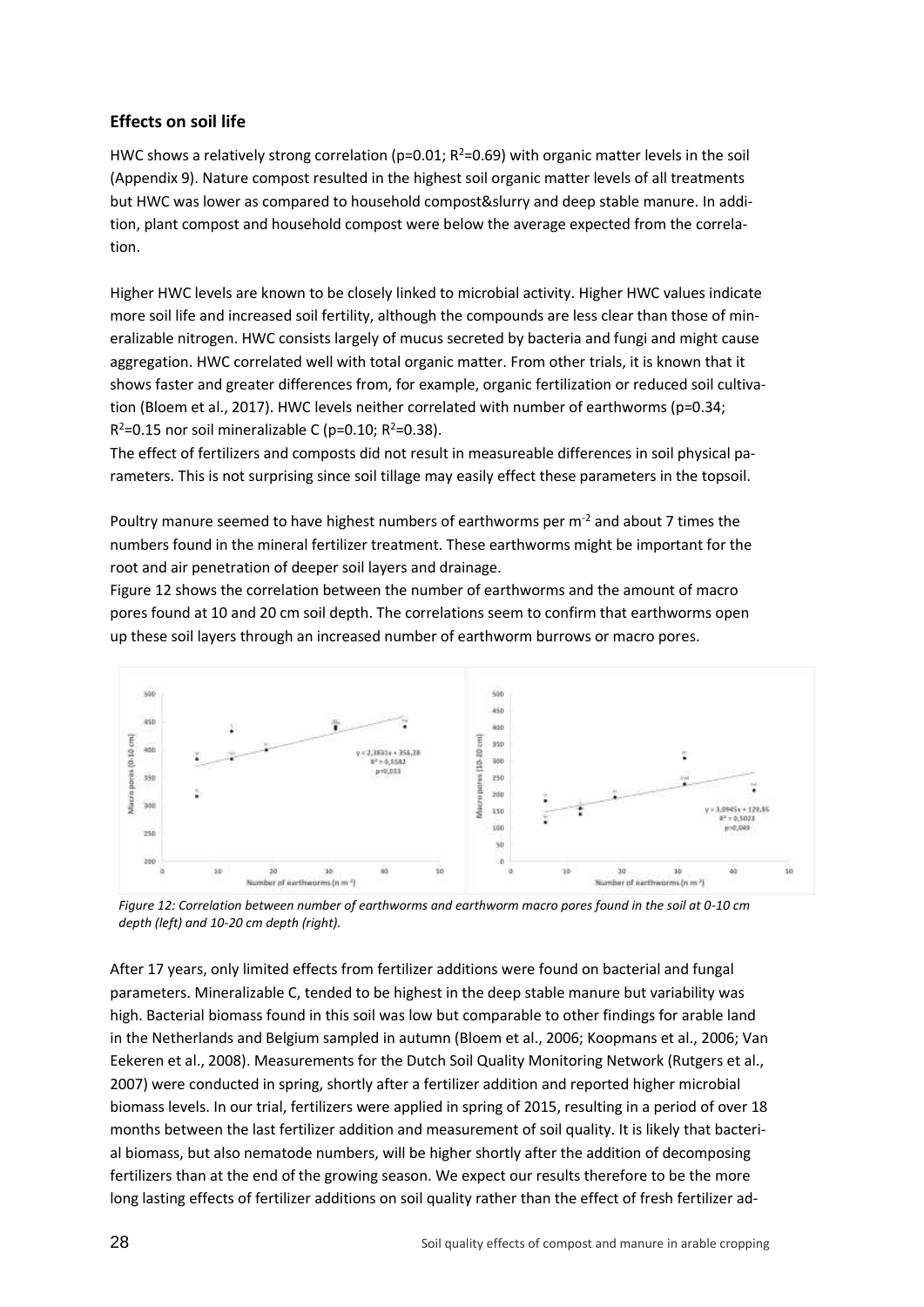### Effects on soil life

HWC shows a relatively strong correlation ($p=0.01$; $R^2=0.69$) with organic matter levels in the soil (Appendix 9). Nature compost resulted in the highest soil organic matter levels of all treatments but HWC was lower as compared to household compost&slurry and deep stable manure. In addition, plant compost and household compost were below the average expected from the correlation.

Higher HWC levels are known to be closely linked to microbial activity. Higher HWC values indicate more soil life and increased soil fertility, although the compounds are less clear than those of mineralizable nitrogen. HWC consists largely of mucus secreted by bacteria and fungi and might cause aggregation. HWC correlated well with total organic matter. From other trials, it is known that it shows faster and greater differences from, for example, organic fertilization or reduced soil cultivation (Bloem et al., 2017). HWC levels neither correlated with number of earthworms ($p=0.34$; $R^2=0.15$ nor soil mineralizable C ($p=0.10$; $R^2=0.38$).

The effect of fertilizers and composts did not result in measureable differences in soil physical parameters. This is not surprising since soil tillage may easily effect these parameters in the topsoil.

Poultry manure seemed to have highest numbers of earthworms per $m^{-2}$ and about 7 times the numbers found in the mineral fertilizer treatment. These earthworms might be important for the root and air penetration of deeper soil layers and drainage.

Figure 12 shows the correlation between the number of earthworms and the amount of macro pores found at 10 and 20 cm soil depth. The correlations seem to confirm that earthworms open up these soil layers through an increased number of earthworm burrows or macro pores.

*Figure 12: Correlation between number of earthworms and earthworm macro pores found in the soil at 0-10 cm depth (left) and 10-20 cm depth (right).*

After 17 years, only limited effects from fertilizer additions were found on bacterial and fungal parameters. Mineralizable C, tended to be highest in the deep stable manure but variability was high. Bacterial biomass found in this soil was low but comparable to other findings for arable land in the Netherlands and Belgium sampled in autumn (Bloem et al., 2006; Koopmans et al., 2006; Van Eekeren et al., 2008). Measurements for the Dutch Soil Quality Monitoring Network (Rutgers et al., 2007) were conducted in spring, shortly after a fertilizer addition and reported higher microbial biomass levels. In our trial, fertilizers were applied in spring of 2015, resulting in a period of over 18 months between the last fertilizer addition and measurement of soil quality. It is likely that bacterial biomass, but also nematode numbers, will be higher shortly after the addition of decomposing fertilizers than at the end of the growing season. We expect our results therefore to be the more long lasting effects of fertilizer additions on soil quality rather than the effect of fresh fertilizer ad-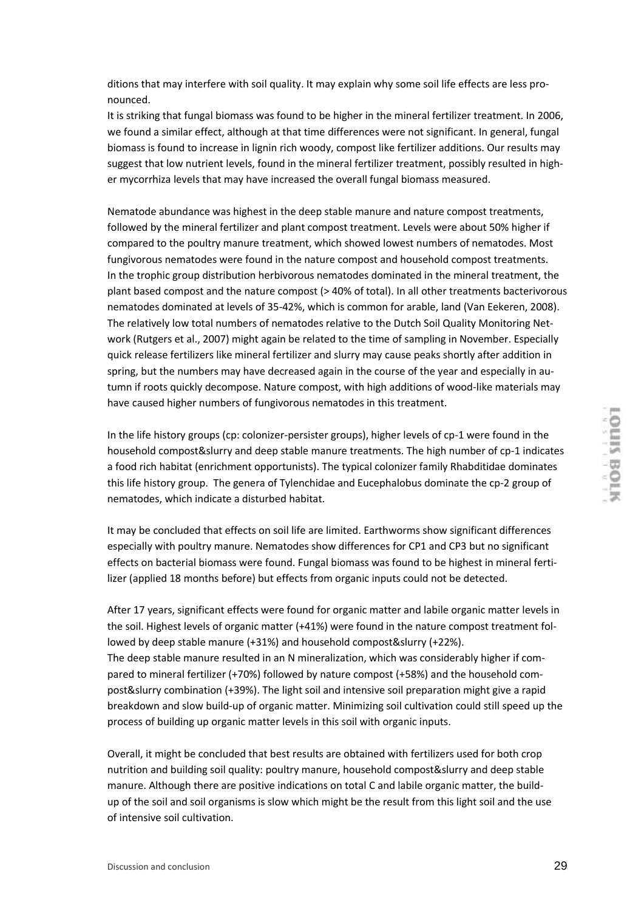ditions that may interfere with soil quality. It may explain why some soil life effects are less pronounced.
It is striking that fungal biomass was found to be higher in the mineral fertilizer treatment. In 2006, we found a similar effect, although at that time differences were not significant. In general, fungal biomass is found to increase in lignin rich woody, compost like fertilizer additions. Our results may suggest that low nutrient levels, found in the mineral fertilizer treatment, possibly resulted in higher mycorrhiza levels that may have increased the overall fungal biomass measured.

Nematode abundance was highest in the deep stable manure and nature compost treatments, followed by the mineral fertilizer and plant compost treatment. Levels were about 50% higher if compared to the poultry manure treatment, which showed lowest numbers of nematodes. Most fungivorous nematodes were found in the nature compost and household compost treatments.
In the trophic group distribution herbivorous nematodes dominated in the mineral treatment, the plant based compost and the nature compost (> 40% of total). In all other treatments bacterivorous nematodes dominated at levels of 35-42%, which is common for arable, land (Van Eekeren, 2008). The relatively low total numbers of nematodes relative to the Dutch Soil Quality Monitoring Network (Rutgers et al., 2007) might again be related to the time of sampling in November. Especially quick release fertilizers like mineral fertilizer and slurry may cause peaks shortly after addition in spring, but the numbers may have decreased again in the course of the year and especially in autumn if roots quickly decompose. Nature compost, with high additions of wood-like materials may have caused higher numbers of fungivorous nematodes in this treatment.

In the life history groups (cp: colonizer-persister groups), higher levels of cp-1 were found in the household compost&slurry and deep stable manure treatments. The high number of cp-1 indicates a food rich habitat (enrichment opportunists). The typical colonizer family Rhabditidae dominates this life history group. The genera of Tylenchidae and Eucephalobus dominate the cp-2 group of nematodes, which indicate a disturbed habitat.

It may be concluded that effects on soil life are limited. Earthworms show significant differences especially with poultry manure. Nematodes show differences for CP1 and CP3 but no significant effects on bacterial biomass were found. Fungal biomass was found to be highest in mineral fertilizer (applied 18 months before) but effects from organic inputs could not be detected.

After 17 years, significant effects were found for organic matter and labile organic matter levels in the soil. Highest levels of organic matter (+41%) were found in the nature compost treatment followed by deep stable manure (+31%) and household compost&slurry (+22%).
The deep stable manure resulted in an N mineralization, which was considerably higher if compared to mineral fertilizer (+70%) followed by nature compost (+58%) and the household compost&slurry combination (+39%). The light soil and intensive soil preparation might give a rapid breakdown and slow build-up of organic matter. Minimizing soil cultivation could still speed up the process of building up organic matter levels in this soil with organic inputs.

Overall, it might be concluded that best results are obtained with fertilizers used for both crop nutrition and building soil quality: poultry manure, household compost&slurry and deep stable manure. Although there are positive indications on total C and labile organic matter, the build-up of the soil and soil organisms is slow which might be the result from this light soil and the use of intensive soil cultivation.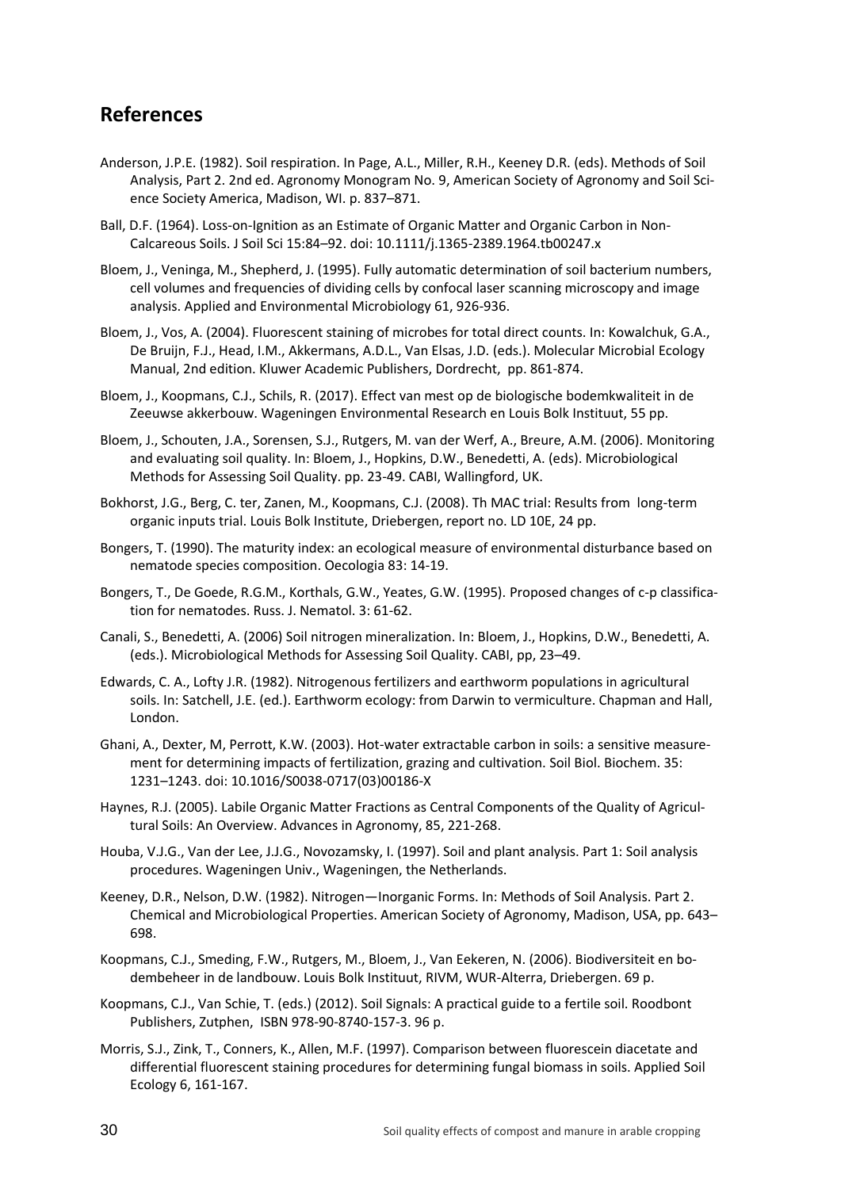## References

Anderson, J.P.E. (1982). Soil respiration. In Page, A.L., Miller, R.H., Keeney D.R. (eds). Methods of Soil Analysis, Part 2. 2nd ed. Agronomy Monogram No. 9, American Society of Agronomy and Soil Science Society America, Madison, WI. p. 837–871.

Ball, D.F. (1964). Loss-on-Ignition as an Estimate of Organic Matter and Organic Carbon in Non-Calcareous Soils. J Soil Sci 15:84–92. doi: 10.1111/j.1365-2389.1964.tb00247.x

Bloem, J., Veninga, M., Shepherd, J. (1995). Fully automatic determination of soil bacterium numbers, cell volumes and frequencies of dividing cells by confocal laser scanning microscopy and image analysis. Applied and Environmental Microbiology 61, 926-936.

Bloem, J., Vos, A. (2004). Fluorescent staining of microbes for total direct counts. In: Kowalchuk, G.A., De Bruijn, F.J., Head, I.M., Akkermans, A.D.L., Van Elsas, J.D. (eds.). Molecular Microbial Ecology Manual, 2nd edition. Kluwer Academic Publishers, Dordrecht, pp. 861-874.

Bloem, J., Koopmans, C.J., Schils, R. (2017). Effect van mest op de biologische bodemkwaliteit in de Zeeuwse akkerbouw. Wageningen Environmental Research en Louis Bolk Instituut, 55 pp.

Bloem, J., Schouten, J.A., Sorensen, S.J., Rutgers, M. van der Werf, A., Breure, A.M. (2006). Monitoring and evaluating soil quality. In: Bloem, J., Hopkins, D.W., Benedetti, A. (eds). Microbiological Methods for Assessing Soil Quality. pp. 23-49. CABI, Wallingford, UK.

Bokhorst, J.G., Berg, C. ter, Zanen, M., Koopmans, C.J. (2008). Th MAC trial: Results from long-term organic inputs trial. Louis Bolk Institute, Driebergen, report no. LD 10E, 24 pp.

Bongers, T. (1990). The maturity index: an ecological measure of environmental disturbance based on nematode species composition. Oecologia 83: 14-19.

Bongers, T., De Goede, R.G.M., Korthals, G.W., Yeates, G.W. (1995). Proposed changes of c-p classification for nematodes. Russ. J. Nematol. 3: 61-62.

Canali, S., Benedetti, A. (2006) Soil nitrogen mineralization. In: Bloem, J., Hopkins, D.W., Benedetti, A. (eds.). Microbiological Methods for Assessing Soil Quality. CABI, pp, 23–49.

Edwards, C. A., Lofty J.R. (1982). Nitrogenous fertilizers and earthworm populations in agricultural soils. In: Satchell, J.E. (ed.). Earthworm ecology: from Darwin to vermiculture. Chapman and Hall, London.

Ghani, A., Dexter, M, Perrott, K.W. (2003). Hot-water extractable carbon in soils: a sensitive measurement for determining impacts of fertilization, grazing and cultivation. Soil Biol. Biochem. 35: 1231–1243. doi: 10.1016/S0038-0717(03)00186-X

Haynes, R.J. (2005). Labile Organic Matter Fractions as Central Components of the Quality of Agricultural Soils: An Overview. Advances in Agronomy, 85, 221-268.

Houba, V.J.G., Van der Lee, J.J.G., Novozamsky, I. (1997). Soil and plant analysis. Part 1: Soil analysis procedures. Wageningen Univ., Wageningen, the Netherlands.

Keeney, D.R., Nelson, D.W. (1982). Nitrogen—Inorganic Forms. In: Methods of Soil Analysis. Part 2. Chemical and Microbiological Properties. American Society of Agronomy, Madison, USA, pp. 643–698.

Koopmans, C.J., Smeding, F.W., Rutgers, M., Bloem, J., Van Eekeren, N. (2006). Biodiversiteit en bodembeheer in de landbouw. Louis Bolk Instituut, RIVM, WUR-Alterra, Driebergen. 69 p.

Koopmans, C.J., Van Schie, T. (eds.) (2012). Soil Signals: A practical guide to a fertile soil. Roodbont Publishers, Zutphen, ISBN 978-90-8740-157-3. 96 p.

Morris, S.J., Zink, T., Conners, K., Allen, M.F. (1997). Comparison between fluorescein diacetate and differential fluorescent staining procedures for determining fungal biomass in soils. Applied Soil Ecology 6, 161-167.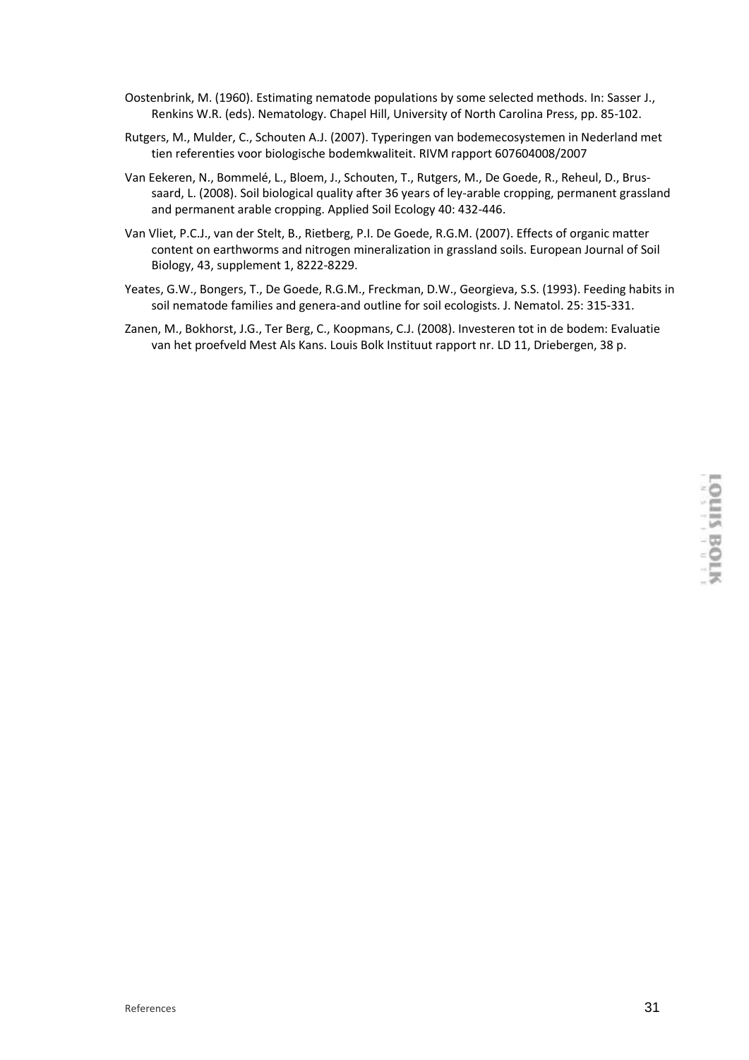Oostenbrink, M. (1960). Estimating nematode populations by some selected methods. In: Sasser J., Renkins W.R. (eds). Nematology. Chapel Hill, University of North Carolina Press, pp. 85-102.

Rutgers, M., Mulder, C., Schouten A.J. (2007). Typeringen van bodemecosystemen in Nederland met tien referenties voor biologische bodemkwaliteit. RIVM rapport 607604008/2007

Van Eekeren, N., Bommelé, L., Bloem, J., Schouten, T., Rutgers, M., De Goede, R., Reheul, D., Brussaard, L. (2008). Soil biological quality after 36 years of ley-arable cropping, permanent grassland and permanent arable cropping. Applied Soil Ecology 40: 432-446.

Van Vliet, P.C.J., van der Stelt, B., Rietberg, P.I. De Goede, R.G.M. (2007). Effects of organic matter content on earthworms and nitrogen mineralization in grassland soils. European Journal of Soil Biology, 43, supplement 1, 8222-8229.

Yeates, G.W., Bongers, T., De Goede, R.G.M., Freckman, D.W., Georgieva, S.S. (1993). Feeding habits in soil nematode families and genera-and outline for soil ecologists. J. Nematol. 25: 315-331.

Zanen, M., Bokhorst, J.G., Ter Berg, C., Koopmans, C.J. (2008). Investeren tot in de bodem: Evaluatie van het proefveld Mest Als Kans. Louis Bolk Instituut rapport nr. LD 11, Driebergen, 38 p.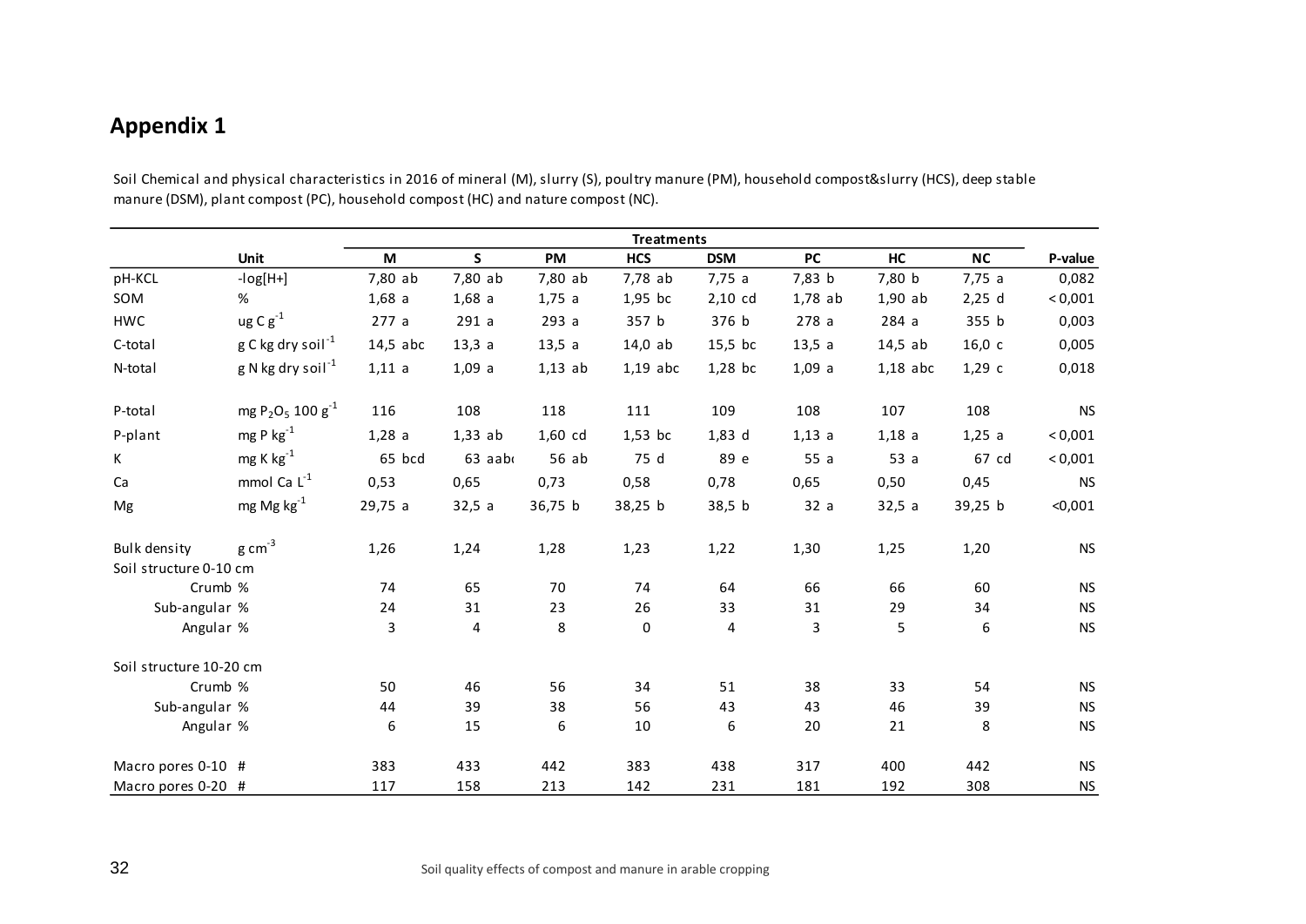# Appendix 1

Soil Chemical and physical characteristics in 2016 of mineral (M), slurry (S), poultry manure (PM), household compost&slurry (HCS), deep stable manure (DSM), plant compost (PC), household compost (HC) and nature compost (NC).

| | Unit | Treatments | | | | | | | | P-value |
|---|---|---|---|---|---|---|---|---|---|---|
| | | M | S | PM | HCS | DSM | PC | HC | NC | |
| pH-KCL | -log[H+] | 7,80 ab | 7,80 ab | 7,80 ab | 7,78 ab | 7,75 a | 7,83 b | 7,80 b | 7,75 a | 0,082 |
| SOM | % | 1,68 a | 1,68 a | 1,75 a | 1,95 bc | 2,10 cd | 1,78 ab | 1,90 ab | 2,25 d | < 0,001 |
| HWC | ug C $g^{-1}$ | 277 a | 291 a | 293 a | 357 b | 376 b | 278 a | 284 a | 355 b | 0,003 |
| C-total | g C kg dry $soil^{-1}$ | 14,5 abc | 13,3 a | 13,5 a | 14,0 ab | 15,5 bc | 13,5 a | 14,5 ab | 16,0 c | 0,005 |
| N-total | g N kg dry $soil^{-1}$ | 1,11 a | 1,09 a | 1,13 ab | 1,19 abc | 1,28 bc | 1,09 a | 1,18 abc | 1,29 c | 0,018 |
| P-total | mg $P_2O_5$ 100 $g^{-1}$ | 116 | 108 | 118 | 111 | 109 | 108 | 107 | 108 | NS |
| P-plant | mg P $kg^{-1}$ | 1,28 a | 1,33 ab | 1,60 cd | 1,53 bc | 1,83 d | 1,13 a | 1,18 a | 1,25 a | < 0,001 |
| K | mg K $kg^{-1}$ | 65 bcd | 63 aab | 56 ab | 75 d | 89 e | 55 a | 53 a | 67 cd | < 0,001 |
| Ca | mmol Ca $L^{-1}$ | 0,53 | 0,65 | 0,73 | 0,58 | 0,78 | 0,65 | 0,50 | 0,45 | NS |
| Mg | mg Mg $kg^{-1}$ | 29,75 a | 32,5 a | 36,75 b | 38,25 b | 38,5 b | 32 a | 32,5 a | 39,25 b | <0,001 |
| Bulk density | g $cm^{-3}$ | 1,26 | 1,24 | 1,28 | 1,23 | 1,22 | 1,30 | 1,25 | 1,20 | NS |
| Soil structure 0-10 cm | | | | | | | | | | |
| Crumb | % | 74 | 65 | 70 | 74 | 64 | 66 | 66 | 60 | NS |
| Sub-angular | % | 24 | 31 | 23 | 26 | 33 | 31 | 29 | 34 | NS |
| Angular | % | 3 | 4 | 8 | 0 | 4 | 3 | 5 | 6 | NS |
| Soil structure 10-20 cm | | | | | | | | | | |
| Crumb | % | 50 | 46 | 56 | 34 | 51 | 38 | 33 | 54 | NS |
| Sub-angular | % | 44 | 39 | 38 | 56 | 43 | 43 | 46 | 39 | NS |
| Angular | % | 6 | 15 | 6 | 10 | 6 | 20 | 21 | 8 | NS |
| Macro pores 0-10 | # | 383 | 433 | 442 | 383 | 438 | 317 | 400 | 442 | NS |
| Macro pores 0-20 | # | 117 | 158 | 213 | 142 | 231 | 181 | 192 | 308 | NS |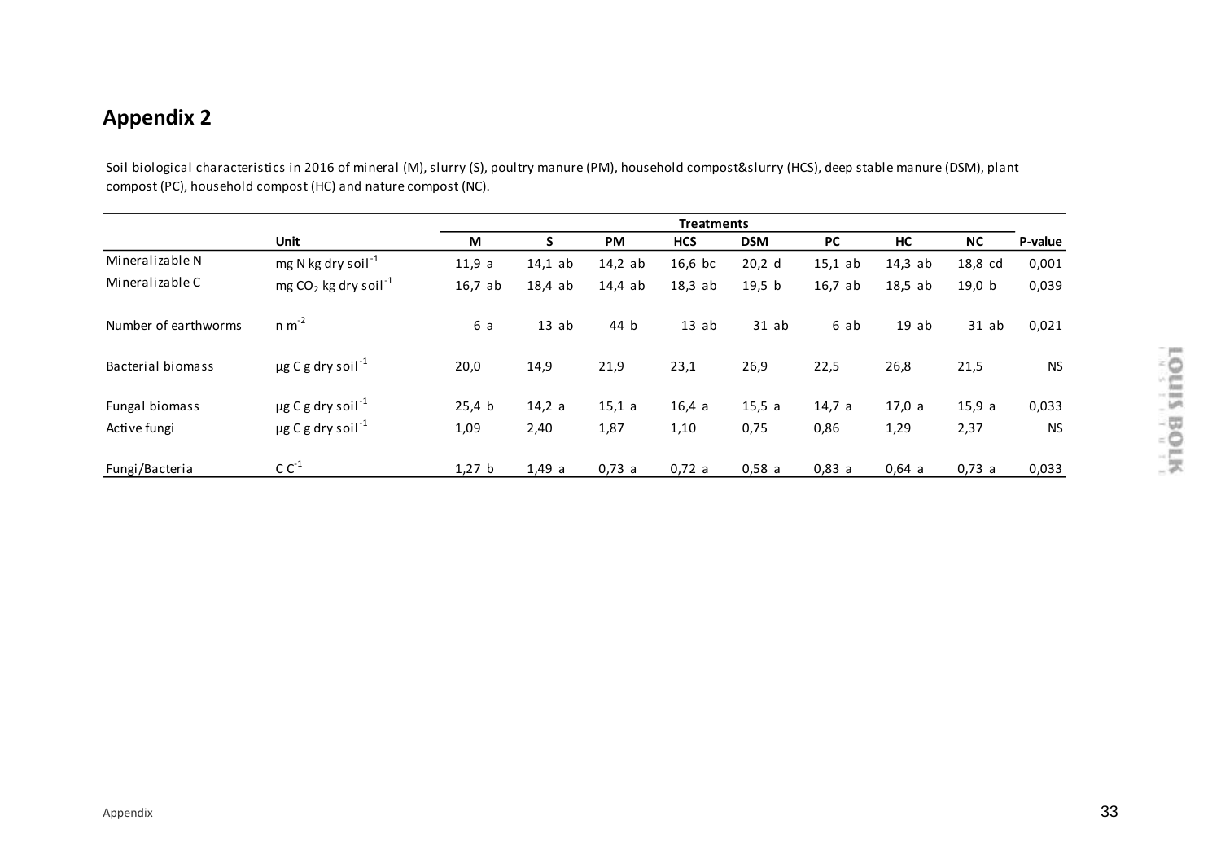## Appendix 2

Soil biological characteristics in 2016 of mineral (M), slurry (S), poultry manure (PM), household compost&slurry (HCS), deep stable manure (DSM), plant compost (PC), household compost (HC) and nature compost (NC).

| | | Treatments | | | | | | | | |
|---|---|---|---|---|---|---|---|---|---|---|
| | Unit | M | S | PM | HCS | DSM | PC | HC | NC | P-value |
| Mineralizable N | mg N kg dry soil$^{-1}$ | 11,9 a | 14,1 ab | 14,2 ab | 16,6 bc | 20,2 d | 15,1 ab | 14,3 ab | 18,8 cd | 0,001 |
| Mineralizable C | mg $CO_2$ kg dry soil$^{-1}$ | 16,7 ab | 18,4 ab | 14,4 ab | 18,3 ab | 19,5 b | 16,7 ab | 18,5 ab | 19,0 b | 0,039 |
| Number of earthworms | n m$^{-2}$ | 6 a | 13 ab | 44 b | 13 ab | 31 ab | 6 ab | 19 ab | 31 ab | 0,021 |
| Bacterial biomass | µg C g dry soil$^{-1}$ | 20,0 | 14,9 | 21,9 | 23,1 | 26,9 | 22,5 | 26,8 | 21,5 | NS |
| Fungal biomass | µg C g dry soil$^{-1}$ | 25,4 b | 14,2 a | 15,1 a | 16,4 a | 15,5 a | 14,7 a | 17,0 a | 15,9 a | 0,033 |
| Active fungi | µg C g dry soil$^{-1}$ | 1,09 | 2,40 | 1,87 | 1,10 | 0,75 | 0,86 | 1,29 | 2,37 | NS |
| Fungi/Bacteria | C C$^{-1}$ | 1,27 b | 1,49 a | 0,73 a | 0,72 a | 0,58 a | 0,83 a | 0,64 a | 0,73 a | 0,033 |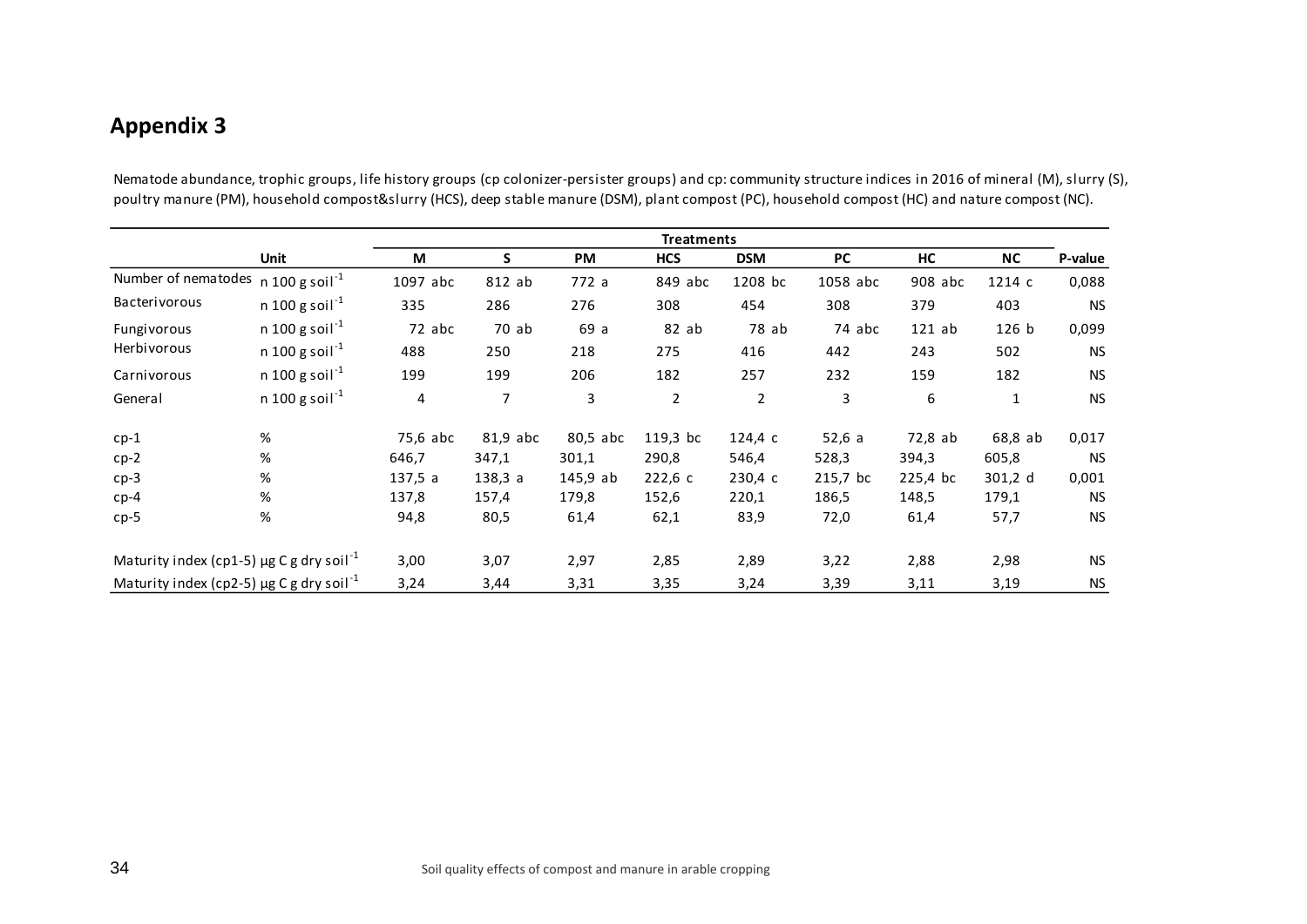## Appendix 3

Nematode abundance, trophic groups, life history groups (cp colonizer-persister groups) and cp: community structure indices in 2016 of mineral (M), slurry (S), poultry manure (PM), household compost&slurry (HCS), deep stable manure (DSM), plant compost (PC), household compost (HC) and nature compost (NC).

| | Unit | Treatments | | | | | | | | |
|---|---|---|---|---|---|---|---|---|---|---|
| | | M | S | PM | HCS | DSM | PC | HC | NC | P-value |
| Number of nematodes | n 100 g soil$^{-1}$ | 1097 abc | 812 ab | 772 a | 849 abc | 1208 bc | 1058 abc | 908 abc | 1214 c | 0,088 |
| Bacterivorous | n 100 g soil$^{-1}$ | 335 | 286 | 276 | 308 | 454 | 308 | 379 | 403 | NS |
| Fungivorous | n 100 g soil$^{-1}$ | 72 abc | 70 ab | 69 a | 82 ab | 78 ab | 74 abc | 121 ab | 126 b | 0,099 |
| Herbivorous | n 100 g soil$^{-1}$ | 488 | 250 | 218 | 275 | 416 | 442 | 243 | 502 | NS |
| Carnivorous | n 100 g soil$^{-1}$ | 199 | 199 | 206 | 182 | 257 | 232 | 159 | 182 | NS |
| General | n 100 g soil$^{-1}$ | 4 | 7 | 3 | 2 | 2 | 3 | 6 | 1 | NS |
| cp-1 | % | 75,6 abc | 81,9 abc | 80,5 abc | 119,3 bc | 124,4 c | 52,6 a | 72,8 ab | 68,8 ab | 0,017 |
| cp-2 | % | 646,7 | 347,1 | 301,1 | 290,8 | 546,4 | 528,3 | 394,3 | 605,8 | NS |
| cp-3 | % | 137,5 a | 138,3 a | 145,9 ab | 222,6 c | 230,4 c | 215,7 bc | 225,4 bc | 301,2 d | 0,001 |
| cp-4 | % | 137,8 | 157,4 | 179,8 | 152,6 | 220,1 | 186,5 | 148,5 | 179,1 | NS |
| cp-5 | % | 94,8 | 80,5 | 61,4 | 62,1 | 83,9 | 72,0 | 61,4 | 57,7 | NS |
| Maturity index (cp1-5) | µg C g dry soil$^{-1}$ | 3,00 | 3,07 | 2,97 | 2,85 | 2,89 | 3,22 | 2,88 | 2,98 | NS |
| Maturity index (cp2-5) | µg C g dry soil$^{-1}$ | 3,24 | 3,44 | 3,31 | 3,35 | 3,24 | 3,39 | 3,11 | 3,19 | NS |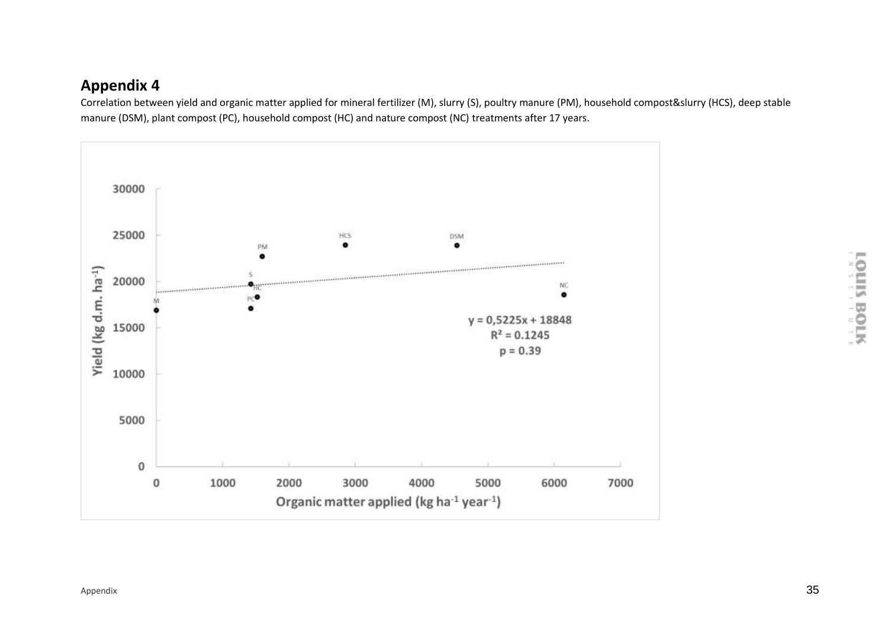## Appendix 4

Correlation between yield and organic matter applied for mineral fertilizer (M), slurry (S), poultry manure (PM), household compost&slurry (HCS), deep stable manure (DSM), plant compost (PC), household compost (HC) and nature compost (NC) treatments after 17 years.

$$y = 0,5225x + 18848$$
$$R^2 = 0.1245$$
$$p = 0.39$$

Yield (kg d.m. $ha^{-1}$)

Organic matter applied (kg $ha^{-1}$ $year^{-1}$)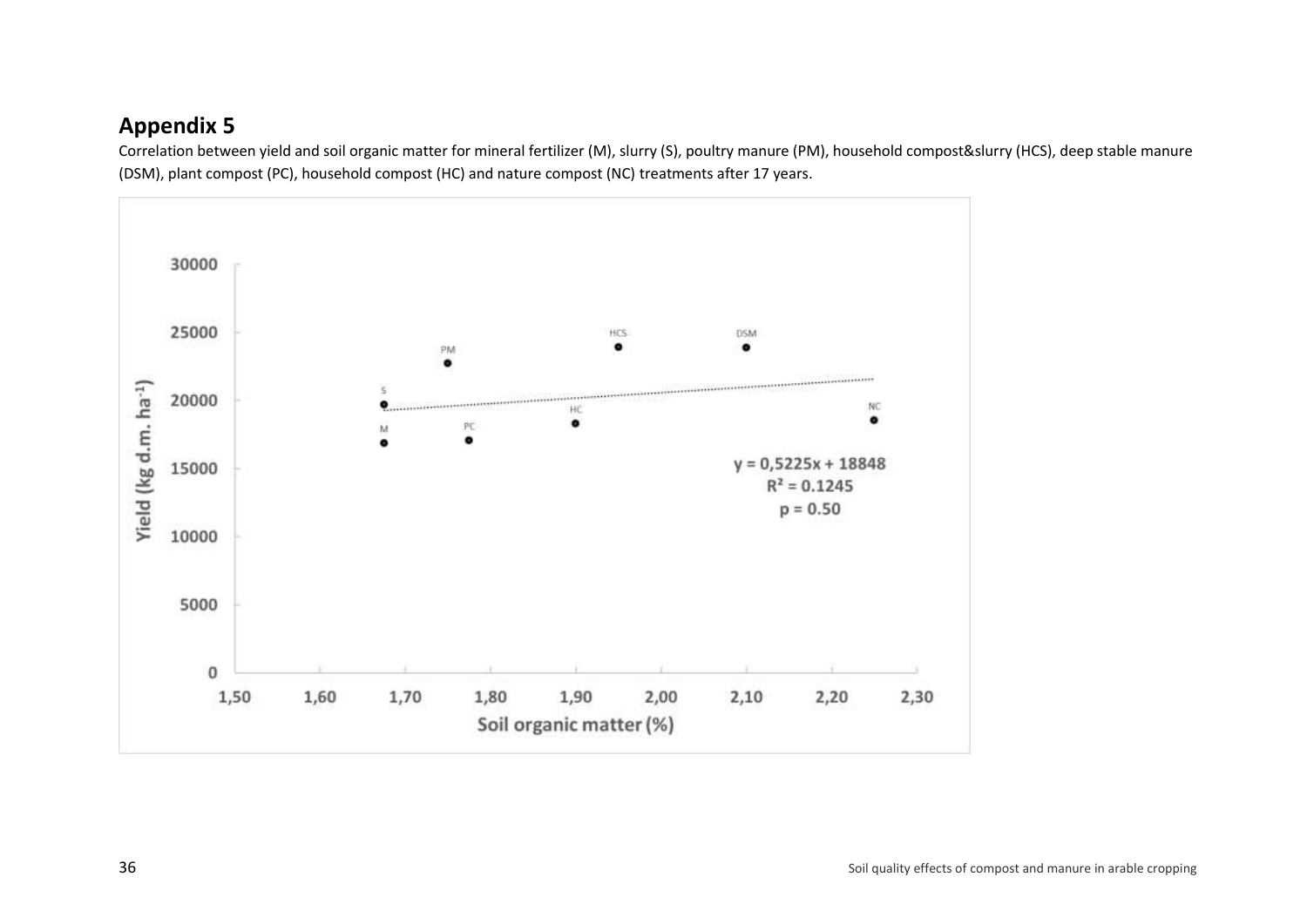## Appendix 5

Correlation between yield and soil organic matter for mineral fertilizer (M), slurry (S), poultry manure (PM), household compost&slurry (HCS), deep stable manure (DSM), plant compost (PC), household compost (HC) and nature compost (NC) treatments after 17 years.

$y = 0{,}5225x + 18848$

$R^2 = 0.1245$

$p = 0.50$

Yield (kg d.m. ha[-1])

Soil organic matter (%)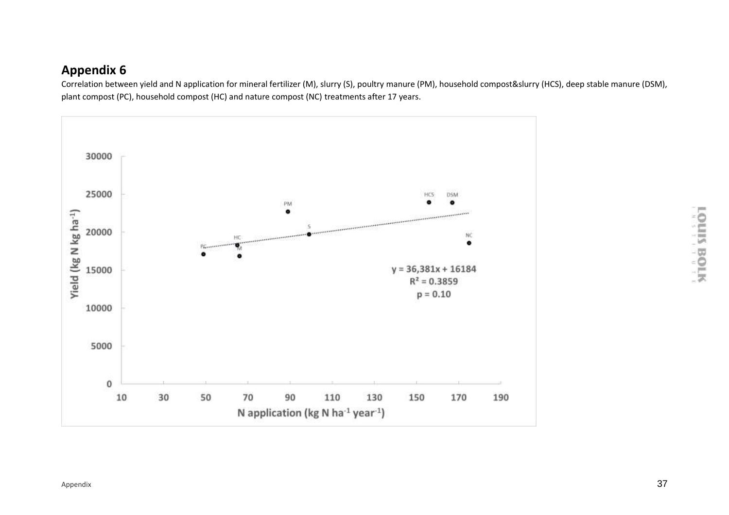## Appendix 6

Correlation between yield and N application for mineral fertilizer (M), slurry (S), poultry manure (PM), household compost&slurry (HCS), deep stable manure (DSM), plant compost (PC), household compost (HC) and nature compost (NC) treatments after 17 years.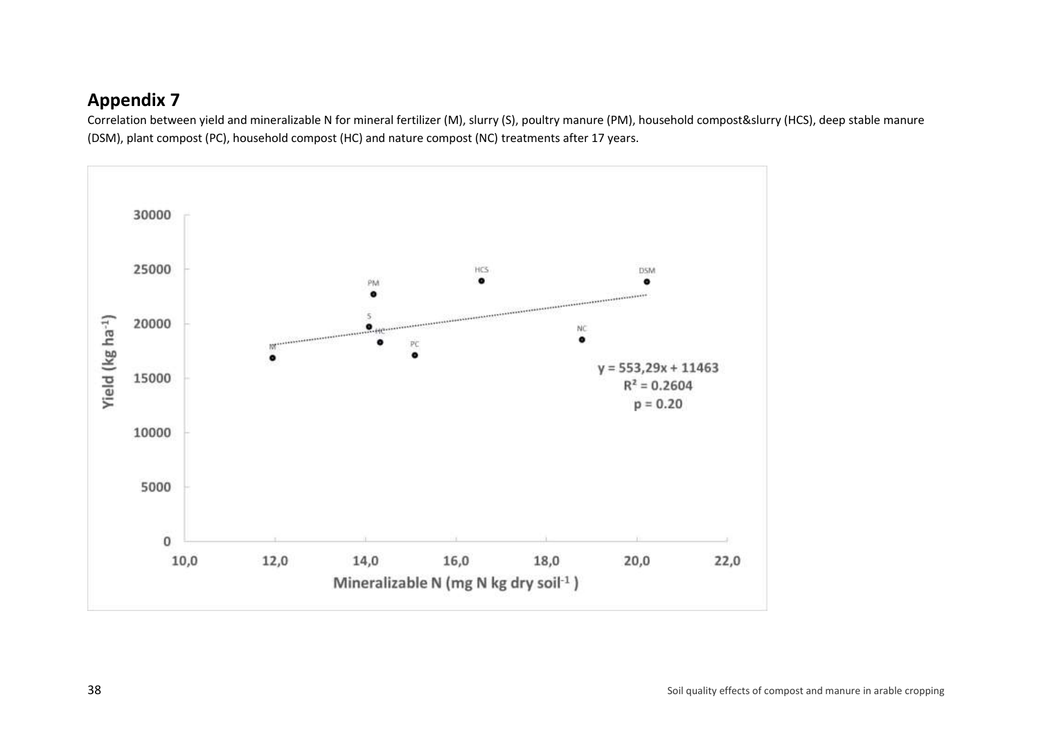## Appendix 7

Correlation between yield and mineralizable N for mineral fertilizer (M), slurry (S), poultry manure (PM), household compost&slurry (HCS), deep stable manure (DSM), plant compost (PC), household compost (HC) and nature compost (NC) treatments after 17 years.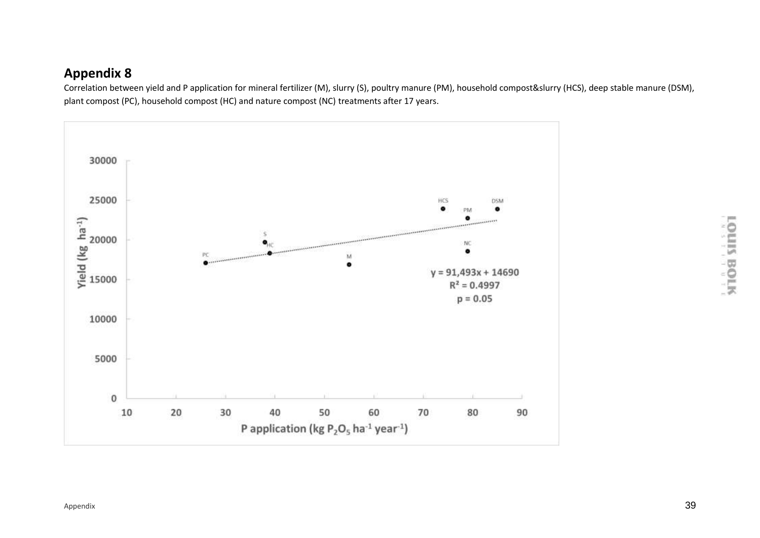## Appendix 8

Correlation between yield and P application for mineral fertilizer (M), slurry (S), poultry manure (PM), household compost&slurry (HCS), deep stable manure (DSM), plant compost (PC), household compost (HC) and nature compost (NC) treatments after 17 years.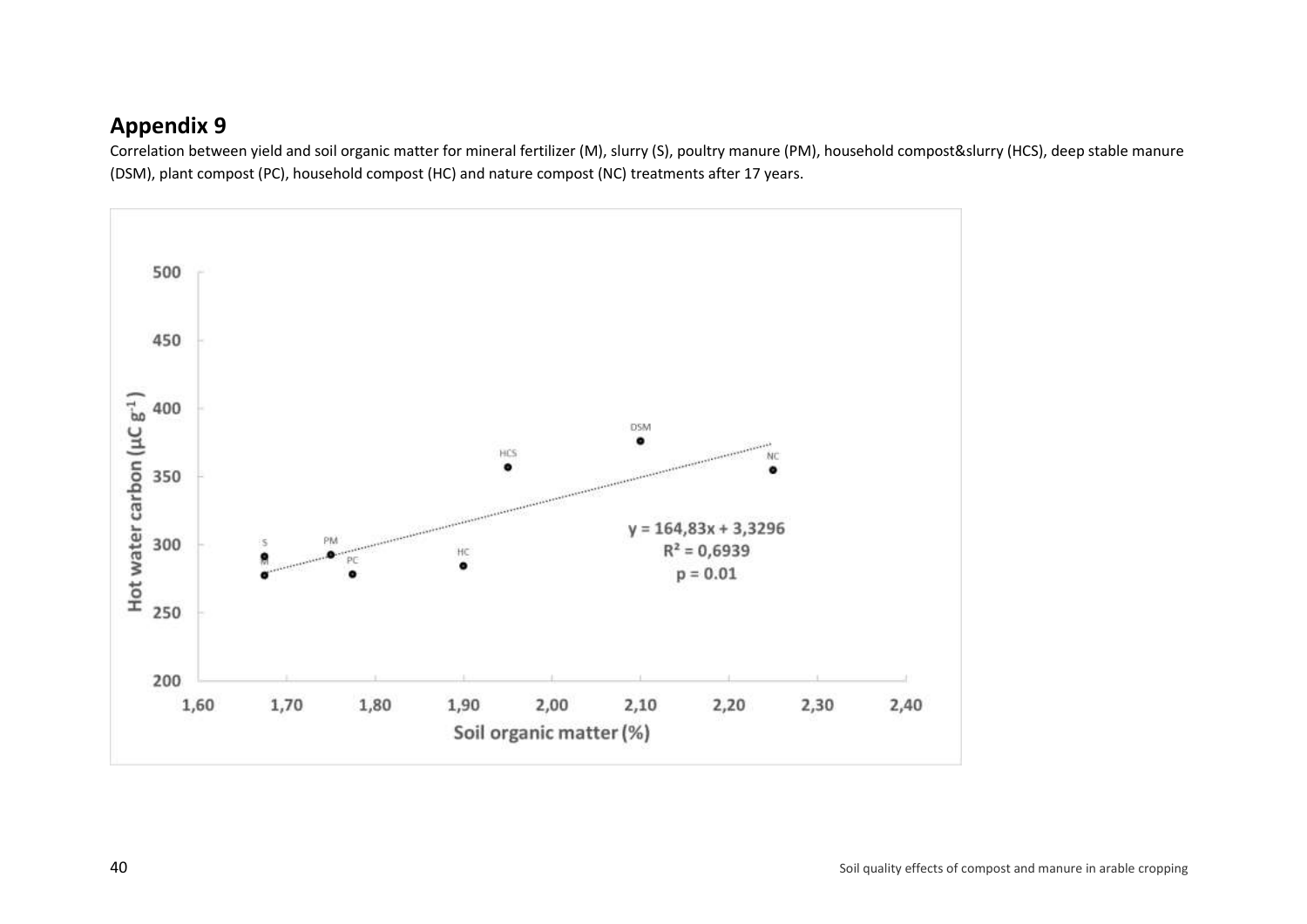## Appendix 9

Correlation between yield and soil organic matter for mineral fertilizer (M), slurry (S), poultry manure (PM), household compost&slurry (HCS), deep stable manure (DSM), plant compost (PC), household compost (HC) and nature compost (NC) treatments after 17 years.

Hot water carbon (µC g$^{-1}$)

500
450
400
350
300
250
200

Soil organic matter (%)

1,60 1,70 1,80 1,90 2,00 2,10 2,20 2,30 2,40

S
M
PM
PC
HC
HCS
DSM
NC

y = 164,83x + 3,3296

$R^2$ = 0,6939

p = 0.01